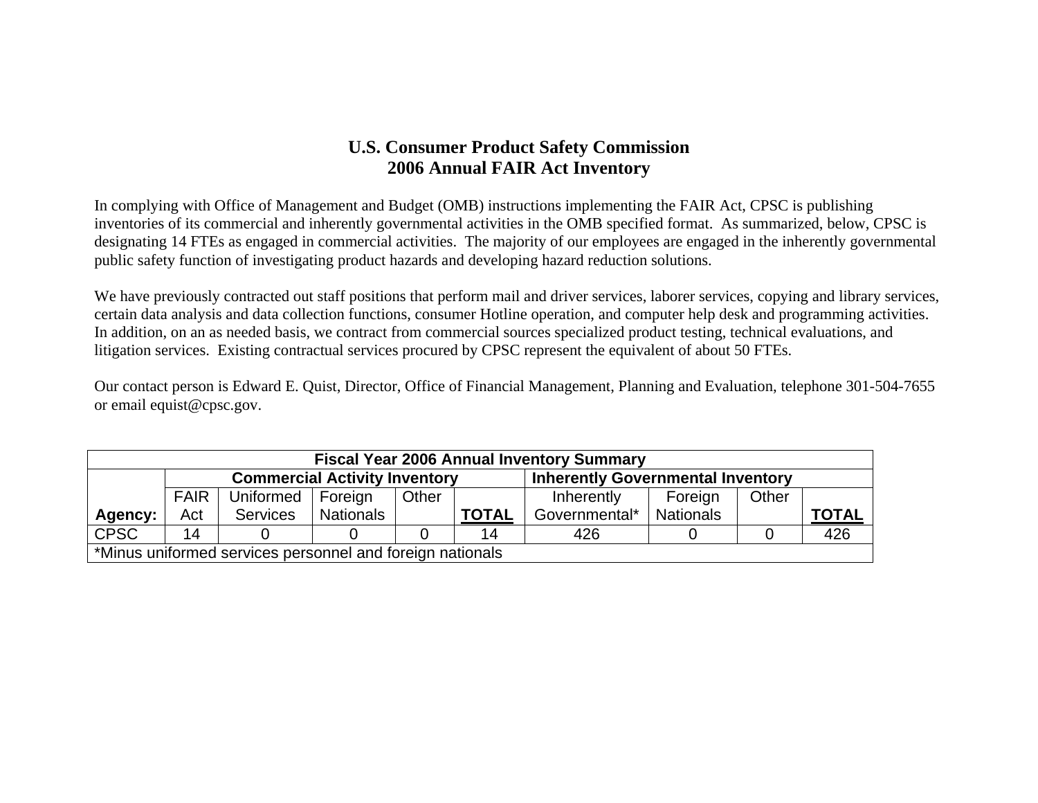# U.S. Consumer Product Safety Commission
## 2006 Annual FAIR Act Inventory

In complying with Office of Management and Budget (OMB) instructions implementing the FAIR Act, CPSC is publishing inventories of its commercial and inherently governmental activities in the OMB specified format. As summarized, below, CPSC is designating 14 FTEs as engaged in commercial activities. The majority of our employees are engaged in the inherently governmental public safety function of investigating product hazards and developing hazard reduction solutions.

We have previously contracted out staff positions that perform mail and driver services, laborer services, copying and library services, certain data analysis and data collection functions, consumer Hotline operation, and computer help desk and programming activities. In addition, on an as needed basis, we contract from commercial sources specialized product testing, technical evaluations, and litigation services. Existing contractual services procured by CPSC represent the equivalent of about 50 FTEs.

Our contact person is Edward E. Quist, Director, Office of Financial Management, Planning and Evaluation, telephone 301-504-7655 or email equist@cpsc.gov.

| Fiscal Year 2006 Annual Inventory Summary | | | | | | | | | |
|---|---|---|---|---|---|---|---|---|---|
| | Commercial Activity Inventory | | | | | Inherently Governmental Inventory | | | |
| **Agency:** | FAIR Act | Uniformed Services | Foreign Nationals | Other | **TOTAL** | Inherently Governmental* | Foreign Nationals | Other | **TOTAL** |
| CPSC | 14 | 0 | 0 | 0 | 14 | 426 | 0 | 0 | 426 |
| *Minus uniformed services personnel and foreign nationals | | | | | | | | | |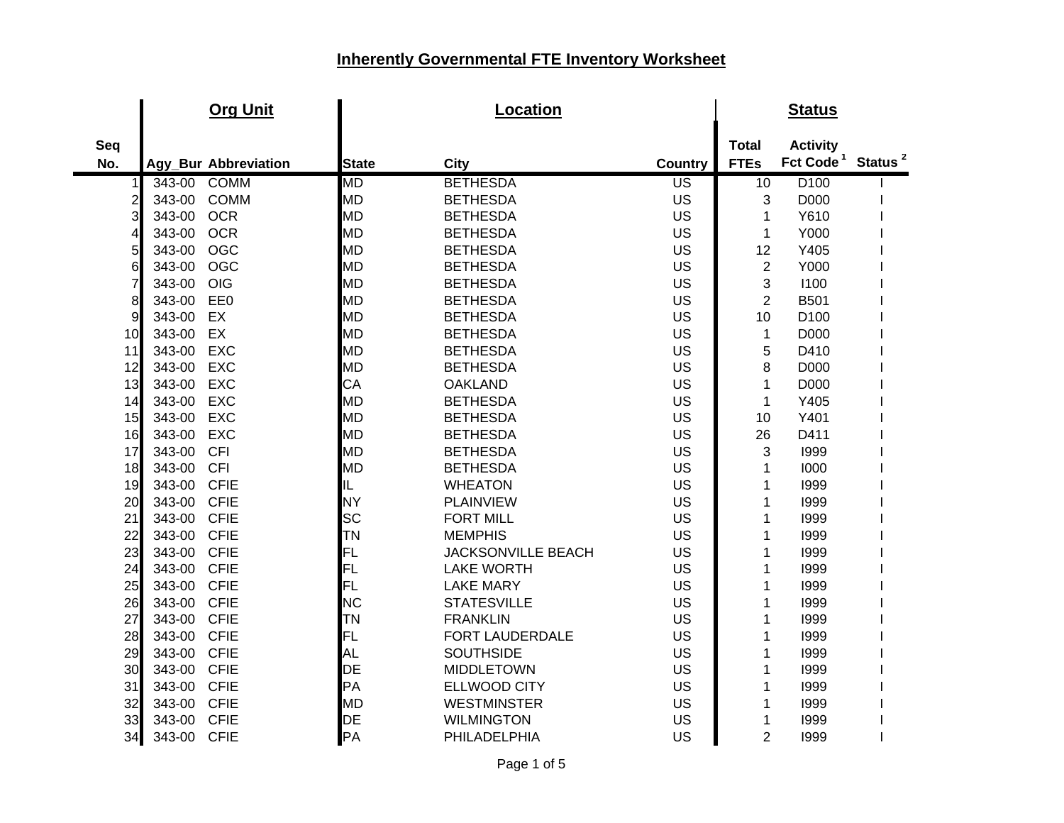# Inherently Governmental FTE Inventory Worksheet

| | Org Unit | | Location | | | Status | | |
|---|---|---|---|---|---|---|---|---|
| Seq No. | Agy_Bur | Abbreviation | State | City | Country | Total FTEs | Activity Fct Code [1] | Status [2] |
| 1 | 343-00 | COMM | MD | BETHESDA | US | 10 | D100 | I |
| 2 | 343-00 | COMM | MD | BETHESDA | US | 3 | D000 | I |
| 3 | 343-00 | OCR | MD | BETHESDA | US | 1 | Y610 | I |
| 4 | 343-00 | OCR | MD | BETHESDA | US | 1 | Y000 | I |
| 5 | 343-00 | OGC | MD | BETHESDA | US | 12 | Y405 | I |
| 6 | 343-00 | OGC | MD | BETHESDA | US | 2 | Y000 | I |
| 7 | 343-00 | OIG | MD | BETHESDA | US | 3 | I100 | I |
| 8 | 343-00 | EE0 | MD | BETHESDA | US | 2 | B501 | I |
| 9 | 343-00 | EX | MD | BETHESDA | US | 10 | D100 | I |
| 10 | 343-00 | EX | MD | BETHESDA | US | 1 | D000 | I |
| 11 | 343-00 | EXC | MD | BETHESDA | US | 5 | D410 | I |
| 12 | 343-00 | EXC | MD | BETHESDA | US | 8 | D000 | I |
| 13 | 343-00 | EXC | CA | OAKLAND | US | 1 | D000 | I |
| 14 | 343-00 | EXC | MD | BETHESDA | US | 1 | Y405 | I |
| 15 | 343-00 | EXC | MD | BETHESDA | US | 10 | Y401 | I |
| 16 | 343-00 | EXC | MD | BETHESDA | US | 26 | D411 | I |
| 17 | 343-00 | CFI | MD | BETHESDA | US | 3 | I999 | I |
| 18 | 343-00 | CFI | MD | BETHESDA | US | 1 | I000 | I |
| 19 | 343-00 | CFIE | IL | WHEATON | US | 1 | I999 | I |
| 20 | 343-00 | CFIE | NY | PLAINVIEW | US | 1 | I999 | I |
| 21 | 343-00 | CFIE | SC | FORT MILL | US | 1 | I999 | I |
| 22 | 343-00 | CFIE | TN | MEMPHIS | US | 1 | I999 | I |
| 23 | 343-00 | CFIE | FL | JACKSONVILLE BEACH | US | 1 | I999 | I |
| 24 | 343-00 | CFIE | FL | LAKE WORTH | US | 1 | I999 | I |
| 25 | 343-00 | CFIE | FL | LAKE MARY | US | 1 | I999 | I |
| 26 | 343-00 | CFIE | NC | STATESVILLE | US | 1 | I999 | I |
| 27 | 343-00 | CFIE | TN | FRANKLIN | US | 1 | I999 | I |
| 28 | 343-00 | CFIE | FL | FORT LAUDERDALE | US | 1 | I999 | I |
| 29 | 343-00 | CFIE | AL | SOUTHSIDE | US | 1 | I999 | I |
| 30 | 343-00 | CFIE | DE | MIDDLETOWN | US | 1 | I999 | I |
| 31 | 343-00 | CFIE | PA | ELLWOOD CITY | US | 1 | I999 | I |
| 32 | 343-00 | CFIE | MD | WESTMINSTER | US | 1 | I999 | I |
| 33 | 343-00 | CFIE | DE | WILMINGTON | US | 1 | I999 | I |
| 34 | 343-00 | CFIE | PA | PHILADELPHIA | US | 2 | I999 | I |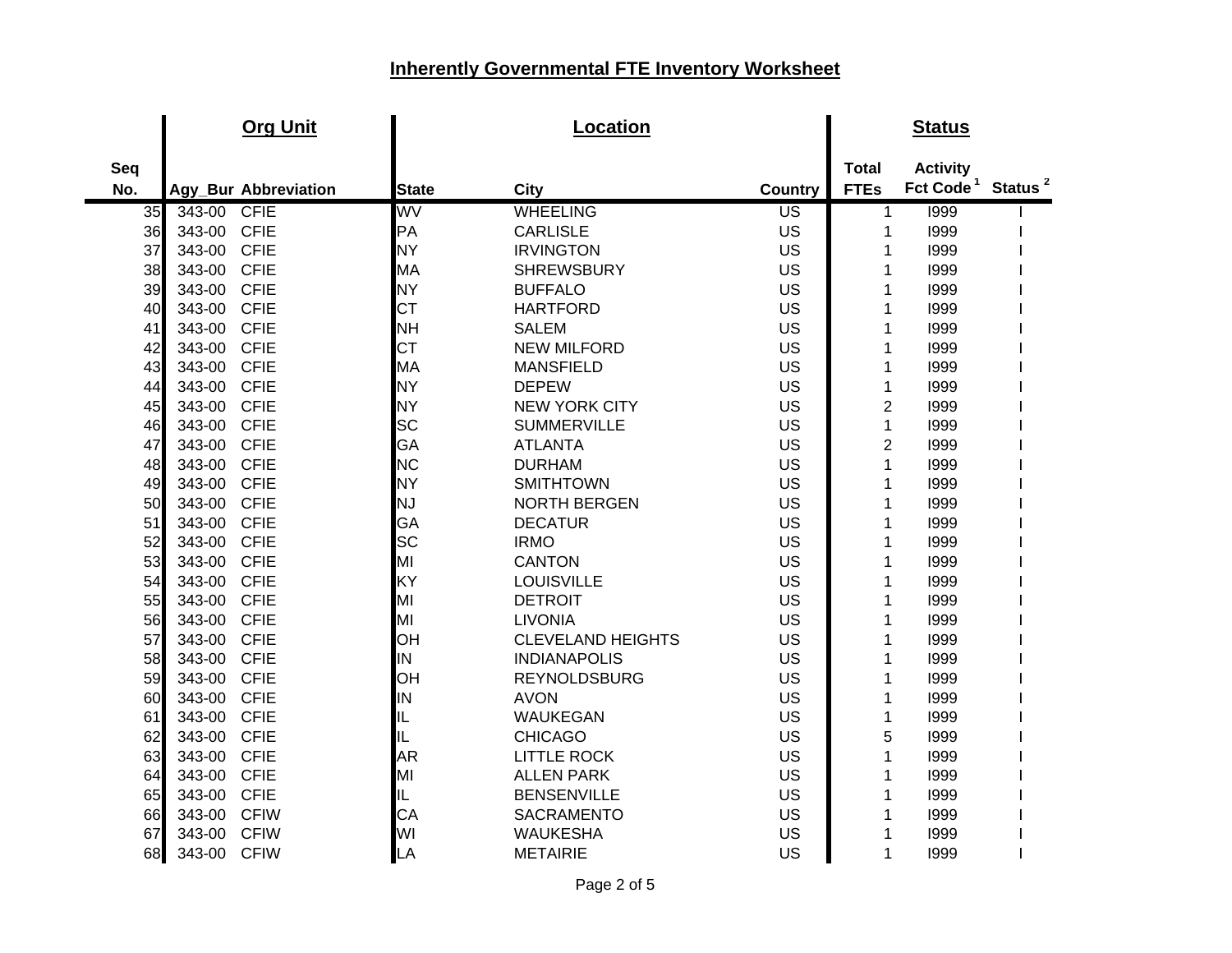## Inherently Governmental FTE Inventory Worksheet

| | Org Unit | | Location | | | Status | | |
|---|---|---|---|---|---|---|---|---|
| Seq No. | Agy_Bur | Abbreviation | State | City | Country | Total FTEs | Activity Fct Code [1] | Status [2] |
| 35 | 343-00 | CFIE | WV | WHEELING | US | 1 | I999 | I |
| 36 | 343-00 | CFIE | PA | CARLISLE | US | 1 | I999 | I |
| 37 | 343-00 | CFIE | NY | IRVINGTON | US | 1 | I999 | I |
| 38 | 343-00 | CFIE | MA | SHREWSBURY | US | 1 | I999 | I |
| 39 | 343-00 | CFIE | NY | BUFFALO | US | 1 | I999 | I |
| 40 | 343-00 | CFIE | CT | HARTFORD | US | 1 | I999 | I |
| 41 | 343-00 | CFIE | NH | SALEM | US | 1 | I999 | I |
| 42 | 343-00 | CFIE | CT | NEW MILFORD | US | 1 | I999 | I |
| 43 | 343-00 | CFIE | MA | MANSFIELD | US | 1 | I999 | I |
| 44 | 343-00 | CFIE | NY | DEPEW | US | 1 | I999 | I |
| 45 | 343-00 | CFIE | NY | NEW YORK CITY | US | 2 | I999 | I |
| 46 | 343-00 | CFIE | SC | SUMMERVILLE | US | 1 | I999 | I |
| 47 | 343-00 | CFIE | GA | ATLANTA | US | 2 | I999 | I |
| 48 | 343-00 | CFIE | NC | DURHAM | US | 1 | I999 | I |
| 49 | 343-00 | CFIE | NY | SMITHTOWN | US | 1 | I999 | I |
| 50 | 343-00 | CFIE | NJ | NORTH BERGEN | US | 1 | I999 | I |
| 51 | 343-00 | CFIE | GA | DECATUR | US | 1 | I999 | I |
| 52 | 343-00 | CFIE | SC | IRMO | US | 1 | I999 | I |
| 53 | 343-00 | CFIE | MI | CANTON | US | 1 | I999 | I |
| 54 | 343-00 | CFIE | KY | LOUISVILLE | US | 1 | I999 | I |
| 55 | 343-00 | CFIE | MI | DETROIT | US | 1 | I999 | I |
| 56 | 343-00 | CFIE | MI | LIVONIA | US | 1 | I999 | I |
| 57 | 343-00 | CFIE | OH | CLEVELAND HEIGHTS | US | 1 | I999 | I |
| 58 | 343-00 | CFIE | IN | INDIANAPOLIS | US | 1 | I999 | I |
| 59 | 343-00 | CFIE | OH | REYNOLDSBURG | US | 1 | I999 | I |
| 60 | 343-00 | CFIE | IN | AVON | US | 1 | I999 | I |
| 61 | 343-00 | CFIE | IL | WAUKEGAN | US | 1 | I999 | I |
| 62 | 343-00 | CFIE | IL | CHICAGO | US | 5 | I999 | I |
| 63 | 343-00 | CFIE | AR | LITTLE ROCK | US | 1 | I999 | I |
| 64 | 343-00 | CFIE | MI | ALLEN PARK | US | 1 | I999 | I |
| 65 | 343-00 | CFIE | IL | BENSENVILLE | US | 1 | I999 | I |
| 66 | 343-00 | CFIW | CA | SACRAMENTO | US | 1 | I999 | I |
| 67 | 343-00 | CFIW | WI | WAUKESHA | US | 1 | I999 | I |
| 68 | 343-00 | CFIW | LA | METAIRIE | US | 1 | I999 | I |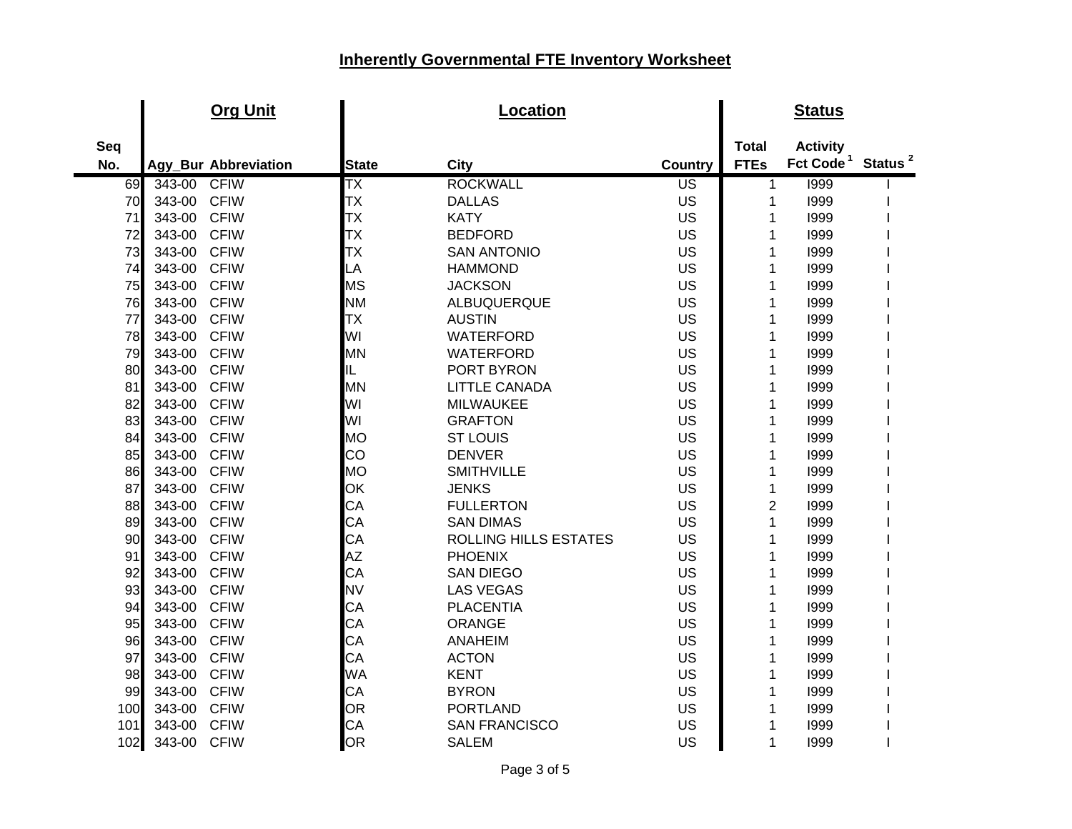## Inherently Governmental FTE Inventory Worksheet

| | Org Unit | | Location | | | Status | | |
|---|---|---|---|---|---|---|---|---|
| Seq No. | Agy_Bur | Abbreviation | State | City | Country | Total FTEs | Activity Fct Code [1] | Status [2] |
| 69 | 343-00 | CFIW | TX | ROCKWALL | US | 1 | I999 | I |
| 70 | 343-00 | CFIW | TX | DALLAS | US | 1 | I999 | I |
| 71 | 343-00 | CFIW | TX | KATY | US | 1 | I999 | I |
| 72 | 343-00 | CFIW | TX | BEDFORD | US | 1 | I999 | I |
| 73 | 343-00 | CFIW | TX | SAN ANTONIO | US | 1 | I999 | I |
| 74 | 343-00 | CFIW | LA | HAMMOND | US | 1 | I999 | I |
| 75 | 343-00 | CFIW | MS | JACKSON | US | 1 | I999 | I |
| 76 | 343-00 | CFIW | NM | ALBUQUERQUE | US | 1 | I999 | I |
| 77 | 343-00 | CFIW | TX | AUSTIN | US | 1 | I999 | I |
| 78 | 343-00 | CFIW | WI | WATERFORD | US | 1 | I999 | I |
| 79 | 343-00 | CFIW | MN | WATERFORD | US | 1 | I999 | I |
| 80 | 343-00 | CFIW | IL | PORT BYRON | US | 1 | I999 | I |
| 81 | 343-00 | CFIW | MN | LITTLE CANADA | US | 1 | I999 | I |
| 82 | 343-00 | CFIW | WI | MILWAUKEE | US | 1 | I999 | I |
| 83 | 343-00 | CFIW | WI | GRAFTON | US | 1 | I999 | I |
| 84 | 343-00 | CFIW | MO | ST LOUIS | US | 1 | I999 | I |
| 85 | 343-00 | CFIW | CO | DENVER | US | 1 | I999 | I |
| 86 | 343-00 | CFIW | MO | SMITHVILLE | US | 1 | I999 | I |
| 87 | 343-00 | CFIW | OK | JENKS | US | 1 | I999 | I |
| 88 | 343-00 | CFIW | CA | FULLERTON | US | 2 | I999 | I |
| 89 | 343-00 | CFIW | CA | SAN DIMAS | US | 1 | I999 | I |
| 90 | 343-00 | CFIW | CA | ROLLING HILLS ESTATES | US | 1 | I999 | I |
| 91 | 343-00 | CFIW | AZ | PHOENIX | US | 1 | I999 | I |
| 92 | 343-00 | CFIW | CA | SAN DIEGO | US | 1 | I999 | I |
| 93 | 343-00 | CFIW | NV | LAS VEGAS | US | 1 | I999 | I |
| 94 | 343-00 | CFIW | CA | PLACENTIA | US | 1 | I999 | I |
| 95 | 343-00 | CFIW | CA | ORANGE | US | 1 | I999 | I |
| 96 | 343-00 | CFIW | CA | ANAHEIM | US | 1 | I999 | I |
| 97 | 343-00 | CFIW | CA | ACTON | US | 1 | I999 | I |
| 98 | 343-00 | CFIW | WA | KENT | US | 1 | I999 | I |
| 99 | 343-00 | CFIW | CA | BYRON | US | 1 | I999 | I |
| 100 | 343-00 | CFIW | OR | PORTLAND | US | 1 | I999 | I |
| 101 | 343-00 | CFIW | CA | SAN FRANCISCO | US | 1 | I999 | I |
| 102 | 343-00 | CFIW | OR | SALEM | US | 1 | I999 | I |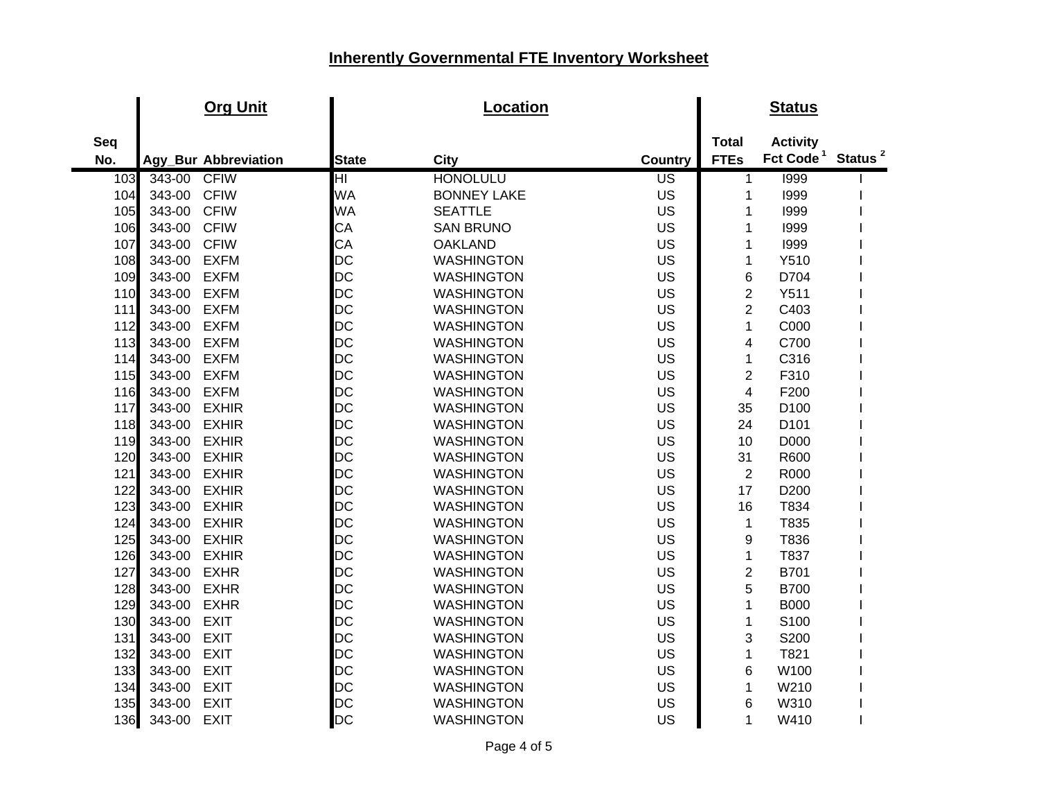# Inherently Governmental FTE Inventory Worksheet

| | Org Unit | | Location | | | Status | | |
|---|---|---|---|---|---|---|---|---|
| **Seq No.** | **Agy_Bur** | **Abbreviation** | **State** | **City** | **Country** | **Total FTEs** | **Activity Fct Code** [1] | **Status** [2] |
| 103 | 343-00 | CFIW | HI | HONOLULU | US | 1 | I999 | I |
| 104 | 343-00 | CFIW | WA | BONNEY LAKE | US | 1 | I999 | I |
| 105 | 343-00 | CFIW | WA | SEATTLE | US | 1 | I999 | I |
| 106 | 343-00 | CFIW | CA | SAN BRUNO | US | 1 | I999 | I |
| 107 | 343-00 | CFIW | CA | OAKLAND | US | 1 | I999 | I |
| 108 | 343-00 | EXFM | DC | WASHINGTON | US | 1 | Y510 | I |
| 109 | 343-00 | EXFM | DC | WASHINGTON | US | 6 | D704 | I |
| 110 | 343-00 | EXFM | DC | WASHINGTON | US | 2 | Y511 | I |
| 111 | 343-00 | EXFM | DC | WASHINGTON | US | 2 | C403 | I |
| 112 | 343-00 | EXFM | DC | WASHINGTON | US | 1 | C000 | I |
| 113 | 343-00 | EXFM | DC | WASHINGTON | US | 4 | C700 | I |
| 114 | 343-00 | EXFM | DC | WASHINGTON | US | 1 | C316 | I |
| 115 | 343-00 | EXFM | DC | WASHINGTON | US | 2 | F310 | I |
| 116 | 343-00 | EXFM | DC | WASHINGTON | US | 4 | F200 | I |
| 117 | 343-00 | EXHIR | DC | WASHINGTON | US | 35 | D100 | I |
| 118 | 343-00 | EXHIR | DC | WASHINGTON | US | 24 | D101 | I |
| 119 | 343-00 | EXHIR | DC | WASHINGTON | US | 10 | D000 | I |
| 120 | 343-00 | EXHIR | DC | WASHINGTON | US | 31 | R600 | I |
| 121 | 343-00 | EXHIR | DC | WASHINGTON | US | 2 | R000 | I |
| 122 | 343-00 | EXHIR | DC | WASHINGTON | US | 17 | D200 | I |
| 123 | 343-00 | EXHIR | DC | WASHINGTON | US | 16 | T834 | I |
| 124 | 343-00 | EXHIR | DC | WASHINGTON | US | 1 | T835 | I |
| 125 | 343-00 | EXHIR | DC | WASHINGTON | US | 9 | T836 | I |
| 126 | 343-00 | EXHIR | DC | WASHINGTON | US | 1 | T837 | I |
| 127 | 343-00 | EXHR | DC | WASHINGTON | US | 2 | B701 | I |
| 128 | 343-00 | EXHR | DC | WASHINGTON | US | 5 | B700 | I |
| 129 | 343-00 | EXHR | DC | WASHINGTON | US | 1 | B000 | I |
| 130 | 343-00 | EXIT | DC | WASHINGTON | US | 1 | S100 | I |
| 131 | 343-00 | EXIT | DC | WASHINGTON | US | 3 | S200 | I |
| 132 | 343-00 | EXIT | DC | WASHINGTON | US | 1 | T821 | I |
| 133 | 343-00 | EXIT | DC | WASHINGTON | US | 6 | W100 | I |
| 134 | 343-00 | EXIT | DC | WASHINGTON | US | 1 | W210 | I |
| 135 | 343-00 | EXIT | DC | WASHINGTON | US | 6 | W310 | I |
| 136 | 343-00 | EXIT | DC | WASHINGTON | US | 1 | W410 | I |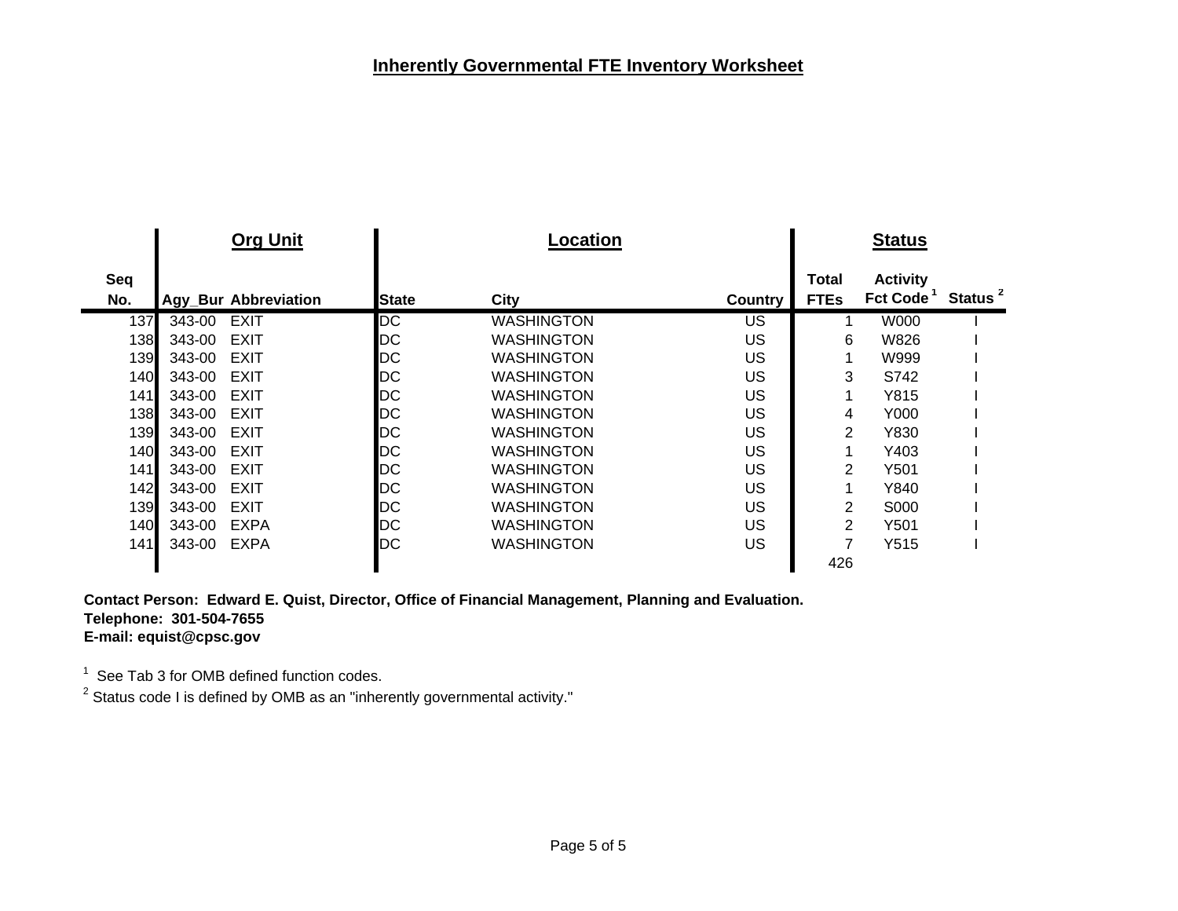# Inherently Governmental FTE Inventory Worksheet

| | Org Unit | | Location | | | Status | | |
|---|---|---|---|---|---|---|---|---|
| Seq No. | Agy_Bur | Abbreviation | State | City | Country | Total FTEs | Activity Fct Code [1] | Status [2] |
| 137 | 343-00 | EXIT | DC | WASHINGTON | US | 1 | W000 | I |
| 138 | 343-00 | EXIT | DC | WASHINGTON | US | 6 | W826 | I |
| 139 | 343-00 | EXIT | DC | WASHINGTON | US | 1 | W999 | I |
| 140 | 343-00 | EXIT | DC | WASHINGTON | US | 3 | S742 | I |
| 141 | 343-00 | EXIT | DC | WASHINGTON | US | 1 | Y815 | I |
| 138 | 343-00 | EXIT | DC | WASHINGTON | US | 4 | Y000 | I |
| 139 | 343-00 | EXIT | DC | WASHINGTON | US | 2 | Y830 | I |
| 140 | 343-00 | EXIT | DC | WASHINGTON | US | 1 | Y403 | I |
| 141 | 343-00 | EXIT | DC | WASHINGTON | US | 2 | Y501 | I |
| 142 | 343-00 | EXIT | DC | WASHINGTON | US | 1 | Y840 | I |
| 139 | 343-00 | EXIT | DC | WASHINGTON | US | 2 | S000 | I |
| 140 | 343-00 | EXPA | DC | WASHINGTON | US | 2 | Y501 | I |
| 141 | 343-00 | EXPA | DC | WASHINGTON | US | 7 | Y515 | I |
| | | | | | | 426 | | |

**Contact Person: Edward E. Quist, Director, Office of Financial Management, Planning and Evaluation.**
**Telephone: 301-504-7655**
**E-mail: equist@cpsc.gov**

[1] See Tab 3 for OMB defined function codes.

[2] Status code I is defined by OMB as an "inherently governmental activity."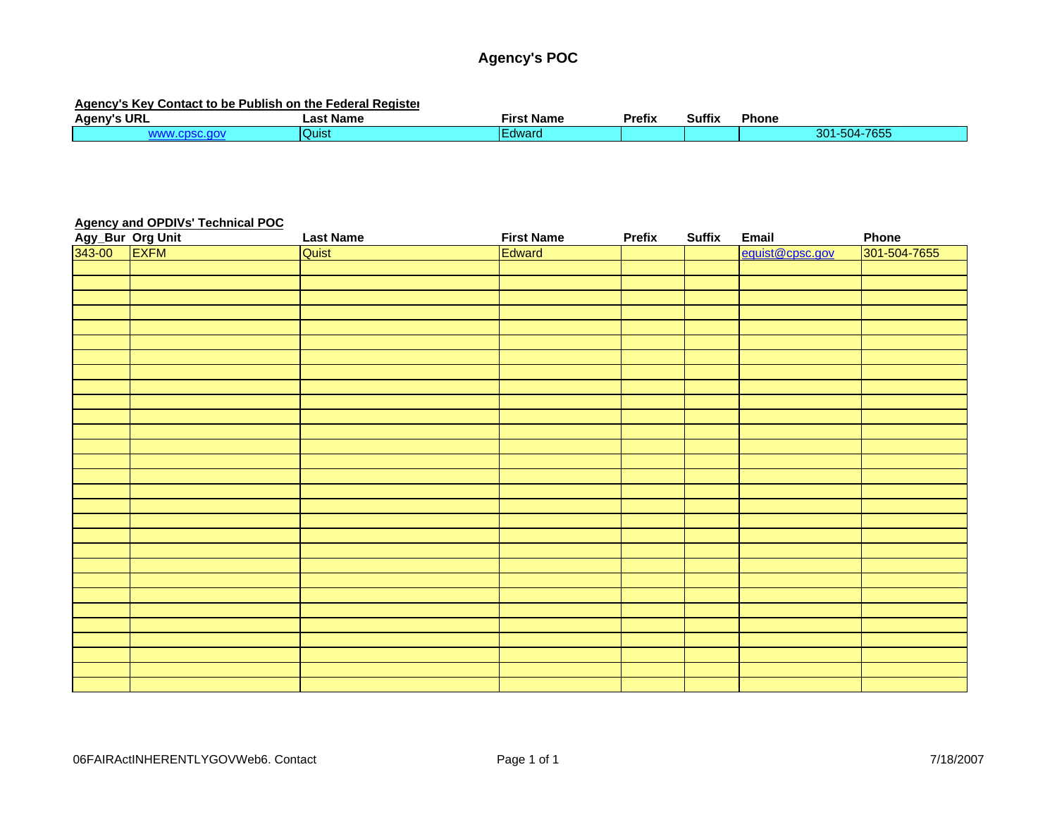# Agency's POC

**Agency's Key Contact to be Publish on the Federal Register**

| Ageny's URL | Last Name | First Name | Prefix | Suffix | Phone |
|---|---|---|---|---|---|
| www.cpsc.gov | Quist | Edward | | | 301-504-7655 |

**Agency and OPDIVs' Technical POC**

| Agy_Bur | Org Unit | Last Name | First Name | Prefix | Suffix | Email | Phone |
|---|---|---|---|---|---|---|---|
| 343-00 | EXFM | Quist | Edward | | | equist@cpsc.gov | 301-504-7655 |
| | | | | | | | |
| | | | | | | | |
| | | | | | | | |
| | | | | | | | |
| | | | | | | | |
| | | | | | | | |
| | | | | | | | |
| | | | | | | | |
| | | | | | | | |
| | | | | | | | |
| | | | | | | | |
| | | | | | | | |
| | | | | | | | |
| | | | | | | | |
| | | | | | | | |
| | | | | | | | |
| | | | | | | | |
| | | | | | | | |
| | | | | | | | |
| | | | | | | | |
| | | | | | | | |
| | | | | | | | |
| | | | | | | | |
| | | | | | | | |
| | | | | | | | |
| | | | | | | | |
| | | | | | | | |
| | | | | | | | |
| | | | | | | | |

06FAIRActINHERENTLYGOVWeb6. Contact

7/18/2007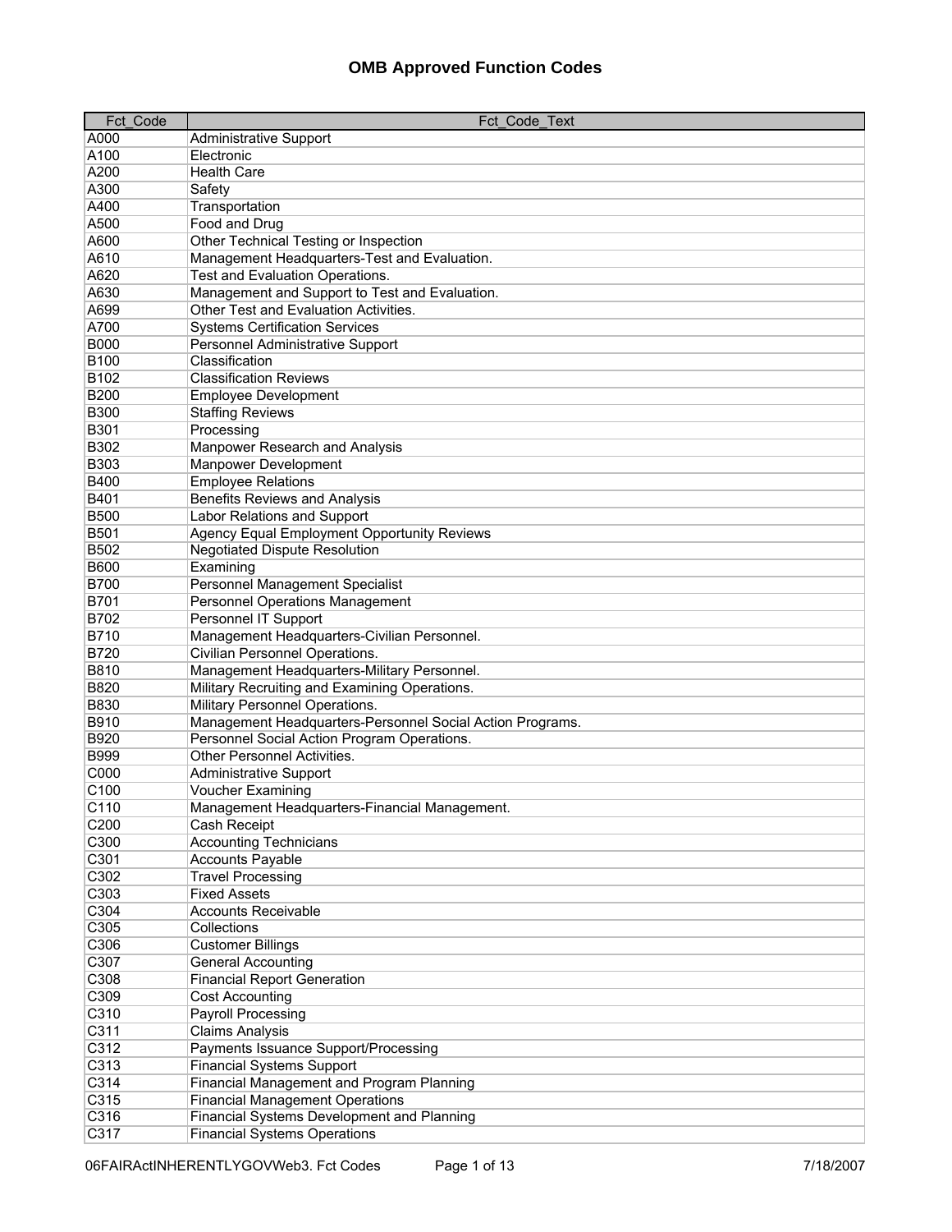# OMB Approved Function Codes

| Fct_Code | Fct_Code_Text |
|---|---|
| A000 | Administrative Support |
| A100 | Electronic |
| A200 | Health Care |
| A300 | Safety |
| A400 | Transportation |
| A500 | Food and Drug |
| A600 | Other Technical Testing or Inspection |
| A610 | Management Headquarters-Test and Evaluation. |
| A620 | Test and Evaluation Operations. |
| A630 | Management and Support to Test and Evaluation. |
| A699 | Other Test and Evaluation Activities. |
| A700 | Systems Certification Services |
| B000 | Personnel Administrative Support |
| B100 | Classification |
| B102 | Classification Reviews |
| B200 | Employee Development |
| B300 | Staffing Reviews |
| B301 | Processing |
| B302 | Manpower Research and Analysis |
| B303 | Manpower Development |
| B400 | Employee Relations |
| B401 | Benefits Reviews and Analysis |
| B500 | Labor Relations and Support |
| B501 | Agency Equal Employment Opportunity Reviews |
| B502 | Negotiated Dispute Resolution |
| B600 | Examining |
| B700 | Personnel Management Specialist |
| B701 | Personnel Operations Management |
| B702 | Personnel IT Support |
| B710 | Management Headquarters-Civilian Personnel. |
| B720 | Civilian Personnel Operations. |
| B810 | Management Headquarters-Military Personnel. |
| B820 | Military Recruiting and Examining Operations. |
| B830 | Military Personnel Operations. |
| B910 | Management Headquarters-Personnel Social Action Programs. |
| B920 | Personnel Social Action Program Operations. |
| B999 | Other Personnel Activities. |
| C000 | Administrative Support |
| C100 | Voucher Examining |
| C110 | Management Headquarters-Financial Management. |
| C200 | Cash Receipt |
| C300 | Accounting Technicians |
| C301 | Accounts Payable |
| C302 | Travel Processing |
| C303 | Fixed Assets |
| C304 | Accounts Receivable |
| C305 | Collections |
| C306 | Customer Billings |
| C307 | General Accounting |
| C308 | Financial Report Generation |
| C309 | Cost Accounting |
| C310 | Payroll Processing |
| C311 | Claims Analysis |
| C312 | Payments Issuance Support/Processing |
| C313 | Financial Systems Support |
| C314 | Financial Management and Program Planning |
| C315 | Financial Management Operations |
| C316 | Financial Systems Development and Planning |
| C317 | Financial Systems Operations |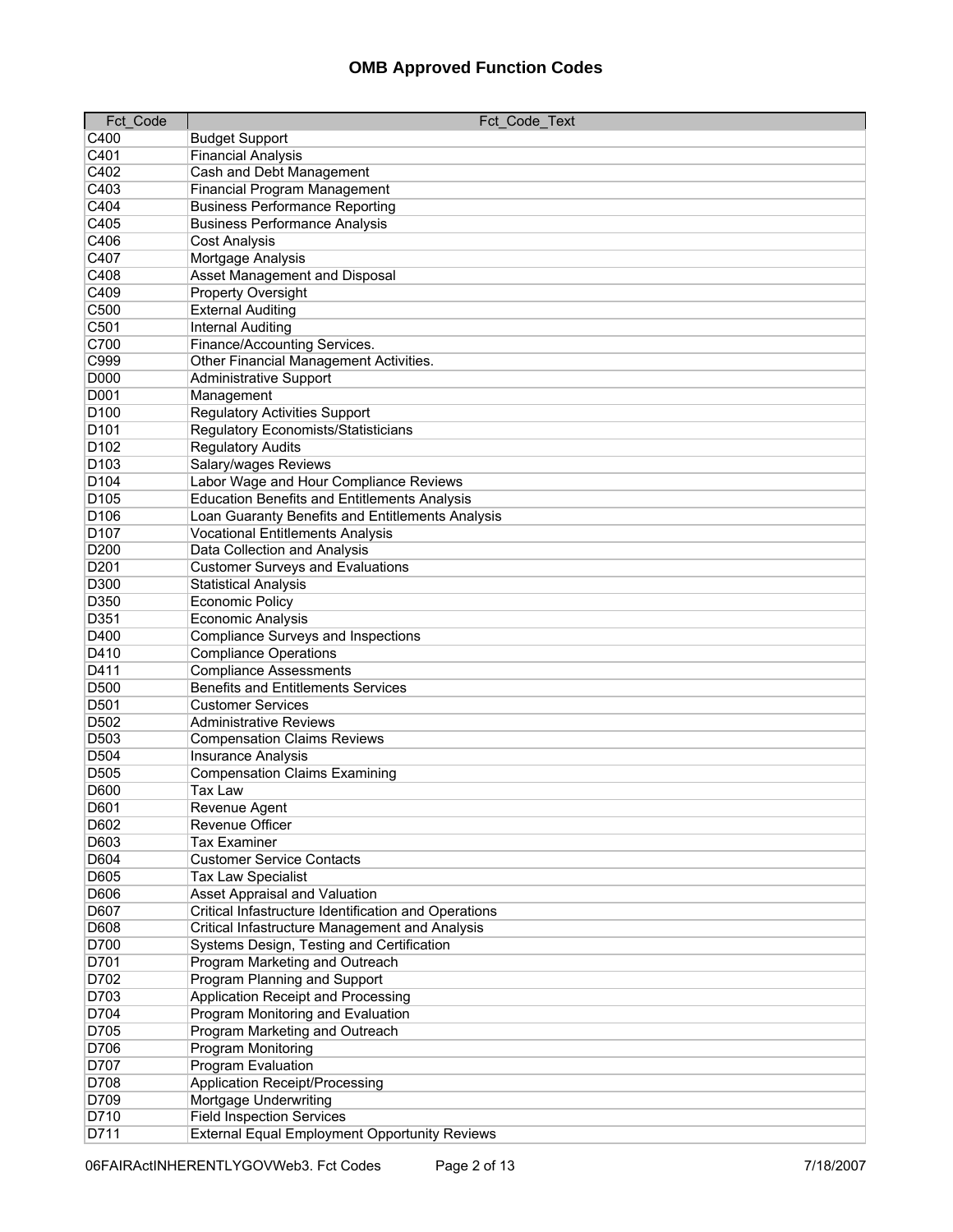# OMB Approved Function Codes

| Fct_Code | Fct_Code_Text |
|---|---|
| C400 | Budget Support |
| C401 | Financial Analysis |
| C402 | Cash and Debt Management |
| C403 | Financial Program Management |
| C404 | Business Performance Reporting |
| C405 | Business Performance Analysis |
| C406 | Cost Analysis |
| C407 | Mortgage Analysis |
| C408 | Asset Management and Disposal |
| C409 | Property Oversight |
| C500 | External Auditing |
| C501 | Internal Auditing |
| C700 | Finance/Accounting Services. |
| C999 | Other Financial Management Activities. |
| D000 | Administrative Support |
| D001 | Management |
| D100 | Regulatory Activities Support |
| D101 | Regulatory Economists/Statisticians |
| D102 | Regulatory Audits |
| D103 | Salary/wages Reviews |
| D104 | Labor Wage and Hour Compliance Reviews |
| D105 | Education Benefits and Entitlements Analysis |
| D106 | Loan Guaranty Benefits and Entitlements Analysis |
| D107 | Vocational Entitlements Analysis |
| D200 | Data Collection and Analysis |
| D201 | Customer Surveys and Evaluations |
| D300 | Statistical Analysis |
| D350 | Economic Policy |
| D351 | Economic Analysis |
| D400 | Compliance Surveys and Inspections |
| D410 | Compliance Operations |
| D411 | Compliance Assessments |
| D500 | Benefits and Entitlements Services |
| D501 | Customer Services |
| D502 | Administrative Reviews |
| D503 | Compensation Claims Reviews |
| D504 | Insurance Analysis |
| D505 | Compensation Claims Examining |
| D600 | Tax Law |
| D601 | Revenue Agent |
| D602 | Revenue Officer |
| D603 | Tax Examiner |
| D604 | Customer Service Contacts |
| D605 | Tax Law Specialist |
| D606 | Asset Appraisal and Valuation |
| D607 | Critical Infastructure Identification and Operations |
| D608 | Critical Infastructure Management and Analysis |
| D700 | Systems Design, Testing and Certification |
| D701 | Program Marketing and Outreach |
| D702 | Program Planning and Support |
| D703 | Application Receipt and Processing |
| D704 | Program Monitoring and Evaluation |
| D705 | Program Marketing and Outreach |
| D706 | Program Monitoring |
| D707 | Program Evaluation |
| D708 | Application Receipt/Processing |
| D709 | Mortgage Underwriting |
| D710 | Field Inspection Services |
| D711 | External Equal Employment Opportunity Reviews |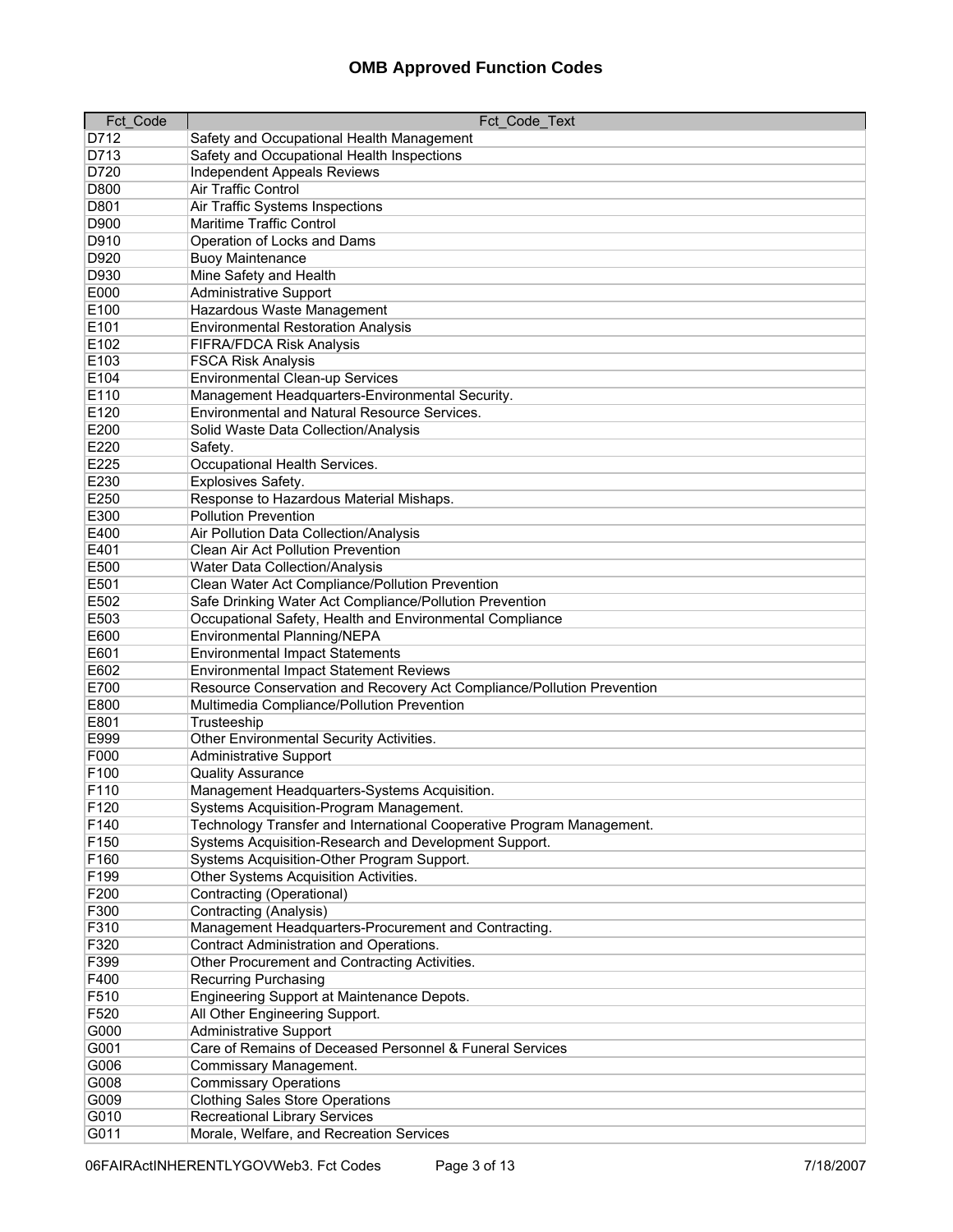# OMB Approved Function Codes

| Fct_Code | Fct_Code_Text |
|---|---|
| D712 | Safety and Occupational Health Management |
| D713 | Safety and Occupational Health Inspections |
| D720 | Independent Appeals Reviews |
| D800 | Air Traffic Control |
| D801 | Air Traffic Systems Inspections |
| D900 | Maritime Traffic Control |
| D910 | Operation of Locks and Dams |
| D920 | Buoy Maintenance |
| D930 | Mine Safety and Health |
| E000 | Administrative Support |
| E100 | Hazardous Waste Management |
| E101 | Environmental Restoration Analysis |
| E102 | FIFRA/FDCA Risk Analysis |
| E103 | FSCA Risk Analysis |
| E104 | Environmental Clean-up Services |
| E110 | Management Headquarters-Environmental Security. |
| E120 | Environmental and Natural Resource Services. |
| E200 | Solid Waste Data Collection/Analysis |
| E220 | Safety. |
| E225 | Occupational Health Services. |
| E230 | Explosives Safety. |
| E250 | Response to Hazardous Material Mishaps. |
| E300 | Pollution Prevention |
| E400 | Air Pollution Data Collection/Analysis |
| E401 | Clean Air Act Pollution Prevention |
| E500 | Water Data Collection/Analysis |
| E501 | Clean Water Act Compliance/Pollution Prevention |
| E502 | Safe Drinking Water Act Compliance/Pollution Prevention |
| E503 | Occupational Safety, Health and Environmental Compliance |
| E600 | Environmental Planning/NEPA |
| E601 | Environmental Impact Statements |
| E602 | Environmental Impact Statement Reviews |
| E700 | Resource Conservation and Recovery Act Compliance/Pollution Prevention |
| E800 | Multimedia Compliance/Pollution Prevention |
| E801 | Trusteeship |
| E999 | Other Environmental Security Activities. |
| F000 | Administrative Support |
| F100 | Quality Assurance |
| F110 | Management Headquarters-Systems Acquisition. |
| F120 | Systems Acquisition-Program Management. |
| F140 | Technology Transfer and International Cooperative Program Management. |
| F150 | Systems Acquisition-Research and Development Support. |
| F160 | Systems Acquisition-Other Program Support. |
| F199 | Other Systems Acquisition Activities. |
| F200 | Contracting (Operational) |
| F300 | Contracting (Analysis) |
| F310 | Management Headquarters-Procurement and Contracting. |
| F320 | Contract Administration and Operations. |
| F399 | Other Procurement and Contracting Activities. |
| F400 | Recurring Purchasing |
| F510 | Engineering Support at Maintenance Depots. |
| F520 | All Other Engineering Support. |
| G000 | Administrative Support |
| G001 | Care of Remains of Deceased Personnel & Funeral Services |
| G006 | Commissary Management. |
| G008 | Commissary Operations |
| G009 | Clothing Sales Store Operations |
| G010 | Recreational Library Services |
| G011 | Morale, Welfare, and Recreation Services |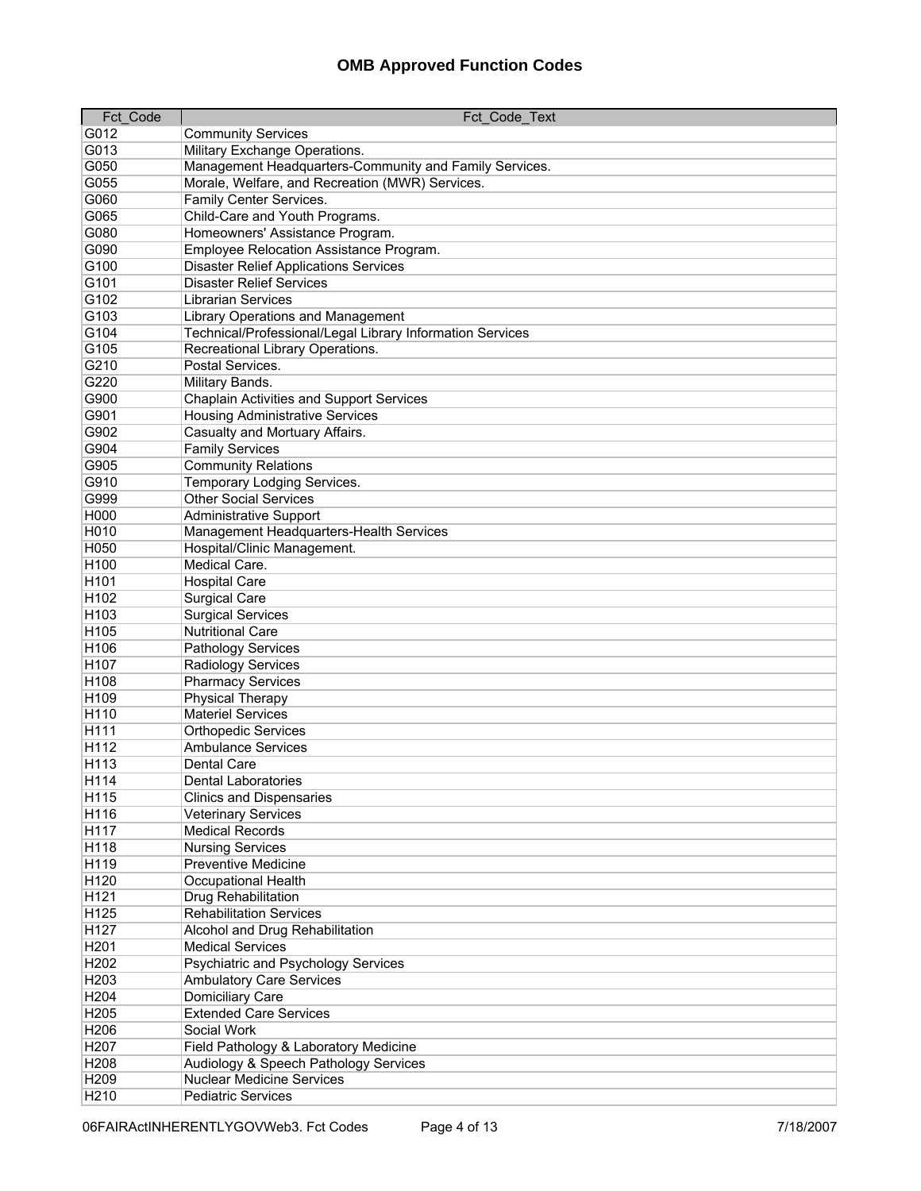## OMB Approved Function Codes

| Fct_Code | Fct_Code_Text |
|---|---|
| G012 | Community Services |
| G013 | Military Exchange Operations. |
| G050 | Management Headquarters-Community and Family Services. |
| G055 | Morale, Welfare, and Recreation (MWR) Services. |
| G060 | Family Center Services. |
| G065 | Child-Care and Youth Programs. |
| G080 | Homeowners' Assistance Program. |
| G090 | Employee Relocation Assistance Program. |
| G100 | Disaster Relief Applications Services |
| G101 | Disaster Relief Services |
| G102 | Librarian Services |
| G103 | Library Operations and Management |
| G104 | Technical/Professional/Legal Library Information Services |
| G105 | Recreational Library Operations. |
| G210 | Postal Services. |
| G220 | Military Bands. |
| G900 | Chaplain Activities and Support Services |
| G901 | Housing Administrative Services |
| G902 | Casualty and Mortuary Affairs. |
| G904 | Family Services |
| G905 | Community Relations |
| G910 | Temporary Lodging Services. |
| G999 | Other Social Services |
| H000 | Administrative Support |
| H010 | Management Headquarters-Health Services |
| H050 | Hospital/Clinic Management. |
| H100 | Medical Care. |
| H101 | Hospital Care |
| H102 | Surgical Care |
| H103 | Surgical Services |
| H105 | Nutritional Care |
| H106 | Pathology Services |
| H107 | Radiology Services |
| H108 | Pharmacy Services |
| H109 | Physical Therapy |
| H110 | Materiel Services |
| H111 | Orthopedic Services |
| H112 | Ambulance Services |
| H113 | Dental Care |
| H114 | Dental Laboratories |
| H115 | Clinics and Dispensaries |
| H116 | Veterinary Services |
| H117 | Medical Records |
| H118 | Nursing Services |
| H119 | Preventive Medicine |
| H120 | Occupational Health |
| H121 | Drug Rehabilitation |
| H125 | Rehabilitation Services |
| H127 | Alcohol and Drug Rehabilitation |
| H201 | Medical Services |
| H202 | Psychiatric and Psychology Services |
| H203 | Ambulatory Care Services |
| H204 | Domiciliary Care |
| H205 | Extended Care Services |
| H206 | Social Work |
| H207 | Field Pathology & Laboratory Medicine |
| H208 | Audiology & Speech Pathology Services |
| H209 | Nuclear Medicine Services |
| H210 | Pediatric Services |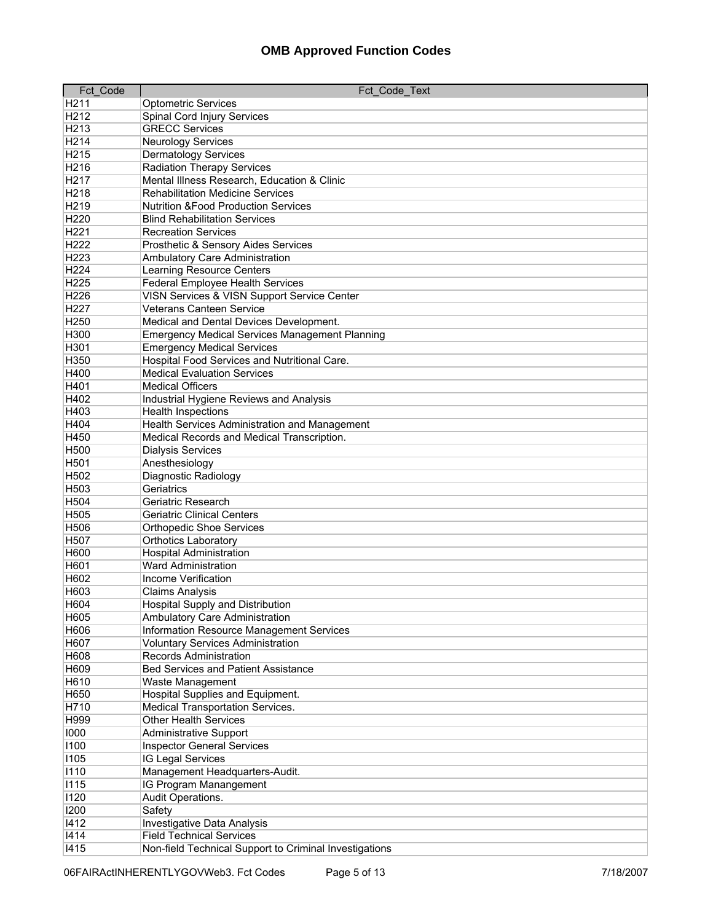## OMB Approved Function Codes

| Fct_Code | Fct_Code_Text |
|---|---|
| H211 | Optometric Services |
| H212 | Spinal Cord Injury Services |
| H213 | GRECC Services |
| H214 | Neurology Services |
| H215 | Dermatology Services |
| H216 | Radiation Therapy Services |
| H217 | Mental Illness Research, Education & Clinic |
| H218 | Rehabilitation Medicine Services |
| H219 | Nutrition &Food Production Services |
| H220 | Blind Rehabilitation Services |
| H221 | Recreation Services |
| H222 | Prosthetic & Sensory Aides Services |
| H223 | Ambulatory Care Administration |
| H224 | Learning Resource Centers |
| H225 | Federal Employee Health Services |
| H226 | VISN Services & VISN Support Service Center |
| H227 | Veterans Canteen Service |
| H250 | Medical and Dental Devices Development. |
| H300 | Emergency Medical Services Management Planning |
| H301 | Emergency Medical Services |
| H350 | Hospital Food Services and Nutritional Care. |
| H400 | Medical Evaluation Services |
| H401 | Medical Officers |
| H402 | Industrial Hygiene Reviews and Analysis |
| H403 | Health Inspections |
| H404 | Health Services Administration and Management |
| H450 | Medical Records and Medical Transcription. |
| H500 | Dialysis Services |
| H501 | Anesthesiology |
| H502 | Diagnostic Radiology |
| H503 | Geriatrics |
| H504 | Geriatric Research |
| H505 | Geriatric Clinical Centers |
| H506 | Orthopedic Shoe Services |
| H507 | Orthotics Laboratory |
| H600 | Hospital Administration |
| H601 | Ward Administration |
| H602 | Income Verification |
| H603 | Claims Analysis |
| H604 | Hospital Supply and Distribution |
| H605 | Ambulatory Care Administration |
| H606 | Information Resource Management Services |
| H607 | Voluntary Services Administration |
| H608 | Records Administration |
| H609 | Bed Services and Patient Assistance |
| H610 | Waste Management |
| H650 | Hospital Supplies and Equipment. |
| H710 | Medical Transportation Services. |
| H999 | Other Health Services |
| I000 | Administrative Support |
| I100 | Inspector General Services |
| I105 | IG Legal Services |
| I110 | Management Headquarters-Audit. |
| I115 | IG Program Manangement |
| I120 | Audit Operations. |
| I200 | Safety |
| I412 | Investigative Data Analysis |
| I414 | Field Technical Services |
| I415 | Non-field Technical Support to Criminal Investigations |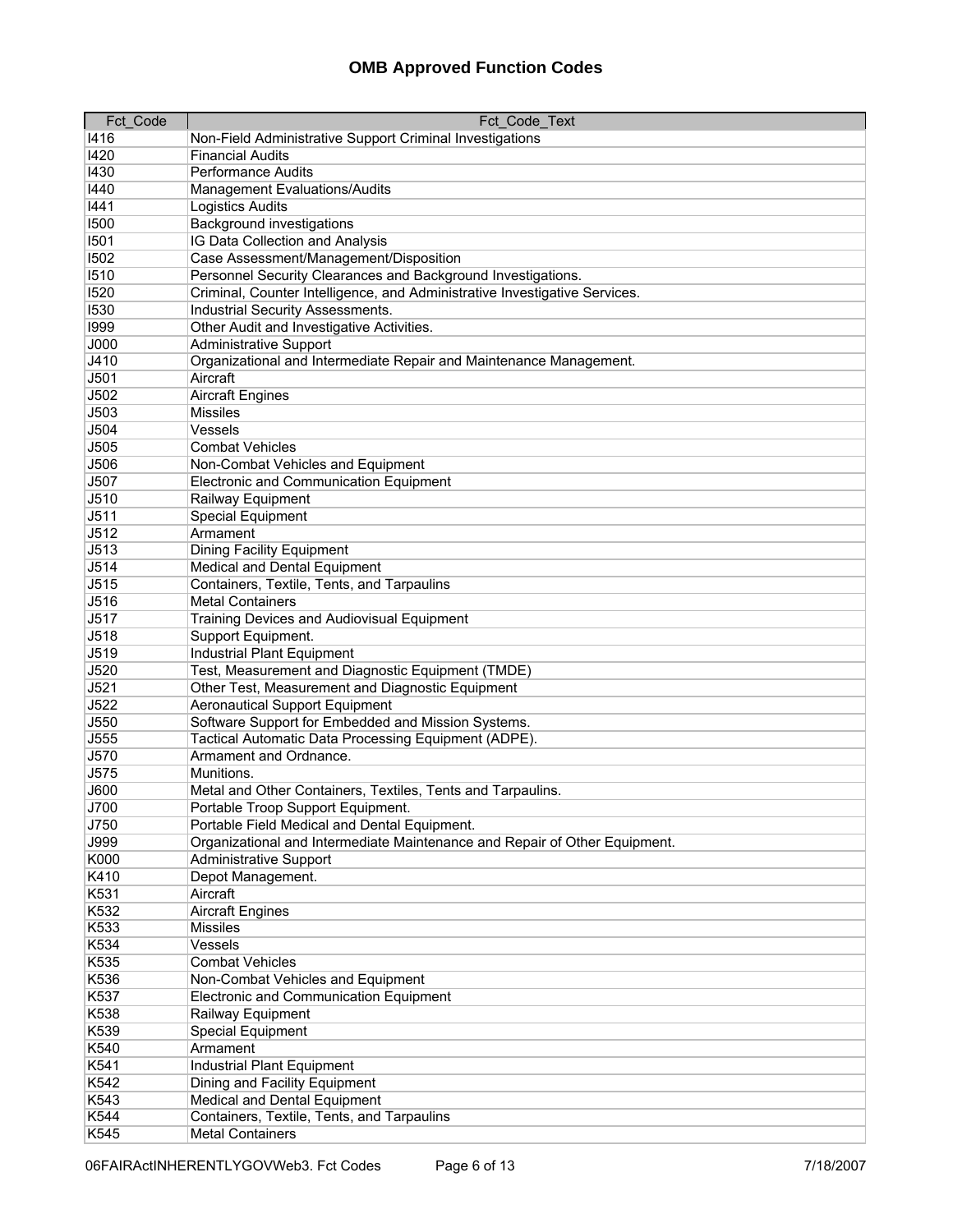# OMB Approved Function Codes

| Fct_Code | Fct_Code_Text |
|---|---|
| I416 | Non-Field Administrative Support Criminal Investigations |
| I420 | Financial Audits |
| I430 | Performance Audits |
| I440 | Management Evaluations/Audits |
| I441 | Logistics Audits |
| I500 | Background investigations |
| I501 | IG Data Collection and Analysis |
| I502 | Case Assessment/Management/Disposition |
| I510 | Personnel Security Clearances and Background Investigations. |
| I520 | Criminal, Counter Intelligence, and Administrative Investigative Services. |
| I530 | Industrial Security Assessments. |
| I999 | Other Audit and Investigative Activities. |
| J000 | Administrative Support |
| J410 | Organizational and Intermediate Repair and Maintenance Management. |
| J501 | Aircraft |
| J502 | Aircraft Engines |
| J503 | Missiles |
| J504 | Vessels |
| J505 | Combat Vehicles |
| J506 | Non-Combat Vehicles and Equipment |
| J507 | Electronic and Communication Equipment |
| J510 | Railway Equipment |
| J511 | Special Equipment |
| J512 | Armament |
| J513 | Dining Facility Equipment |
| J514 | Medical and Dental Equipment |
| J515 | Containers, Textile, Tents, and Tarpaulins |
| J516 | Metal Containers |
| J517 | Training Devices and Audiovisual Equipment |
| J518 | Support Equipment. |
| J519 | Industrial Plant Equipment |
| J520 | Test, Measurement and Diagnostic Equipment (TMDE) |
| J521 | Other Test, Measurement and Diagnostic Equipment |
| J522 | Aeronautical Support Equipment |
| J550 | Software Support for Embedded and Mission Systems. |
| J555 | Tactical Automatic Data Processing Equipment (ADPE). |
| J570 | Armament and Ordnance. |
| J575 | Munitions. |
| J600 | Metal and Other Containers, Textiles, Tents and Tarpaulins. |
| J700 | Portable Troop Support Equipment. |
| J750 | Portable Field Medical and Dental Equipment. |
| J999 | Organizational and Intermediate Maintenance and Repair of Other Equipment. |
| K000 | Administrative Support |
| K410 | Depot Management. |
| K531 | Aircraft |
| K532 | Aircraft Engines |
| K533 | Missiles |
| K534 | Vessels |
| K535 | Combat Vehicles |
| K536 | Non-Combat Vehicles and Equipment |
| K537 | Electronic and Communication Equipment |
| K538 | Railway Equipment |
| K539 | Special Equipment |
| K540 | Armament |
| K541 | Industrial Plant Equipment |
| K542 | Dining and Facility Equipment |
| K543 | Medical and Dental Equipment |
| K544 | Containers, Textile, Tents, and Tarpaulins |
| K545 | Metal Containers |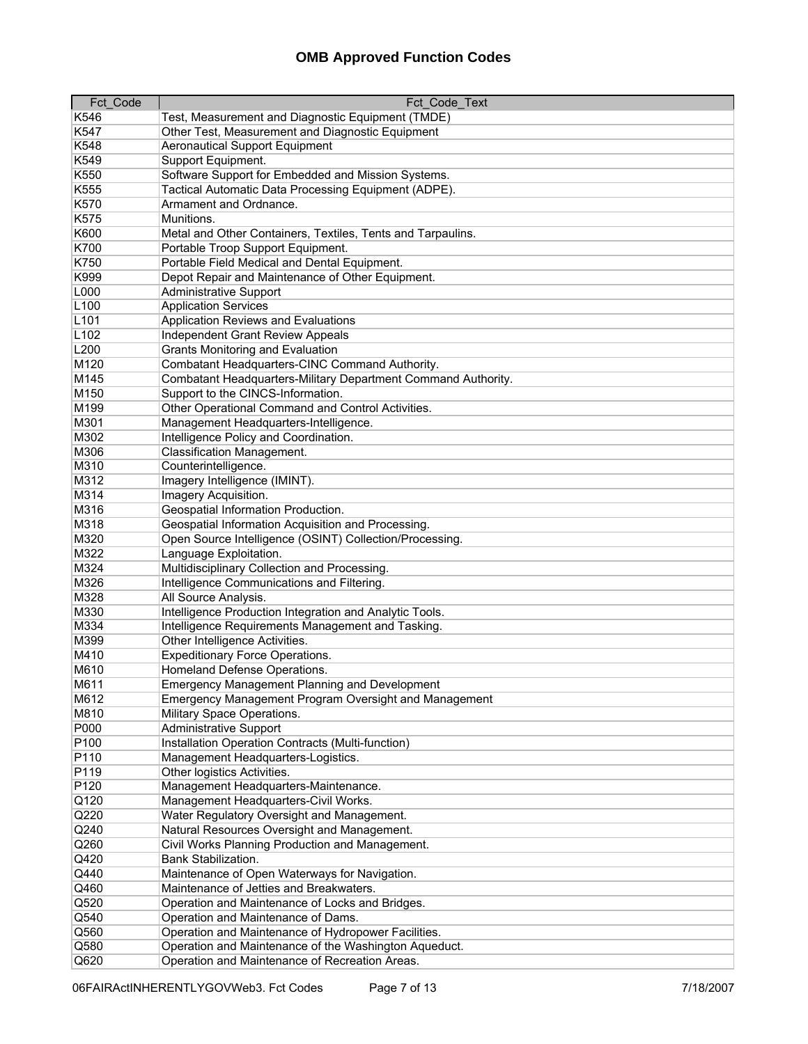# OMB Approved Function Codes

| Fct_Code | Fct_Code_Text |
|---|---|
| K546 | Test, Measurement and Diagnostic Equipment (TMDE) |
| K547 | Other Test, Measurement and Diagnostic Equipment |
| K548 | Aeronautical Support Equipment |
| K549 | Support Equipment. |
| K550 | Software Support for Embedded and Mission Systems. |
| K555 | Tactical Automatic Data Processing Equipment (ADPE). |
| K570 | Armament and Ordnance. |
| K575 | Munitions. |
| K600 | Metal and Other Containers, Textiles, Tents and Tarpaulins. |
| K700 | Portable Troop Support Equipment. |
| K750 | Portable Field Medical and Dental Equipment. |
| K999 | Depot Repair and Maintenance of Other Equipment. |
| L000 | Administrative Support |
| L100 | Application Services |
| L101 | Application Reviews and Evaluations |
| L102 | Independent Grant Review Appeals |
| L200 | Grants Monitoring and Evaluation |
| M120 | Combatant Headquarters-CINC Command Authority. |
| M145 | Combatant Headquarters-Military Department Command Authority. |
| M150 | Support to the CINCS-Information. |
| M199 | Other Operational Command and Control Activities. |
| M301 | Management Headquarters-Intelligence. |
| M302 | Intelligence Policy and Coordination. |
| M306 | Classification Management. |
| M310 | Counterintelligence. |
| M312 | Imagery Intelligence (IMINT). |
| M314 | Imagery Acquisition. |
| M316 | Geospatial Information Production. |
| M318 | Geospatial Information Acquisition and Processing. |
| M320 | Open Source Intelligence (OSINT) Collection/Processing. |
| M322 | Language Exploitation. |
| M324 | Multidisciplinary Collection and Processing. |
| M326 | Intelligence Communications and Filtering. |
| M328 | All Source Analysis. |
| M330 | Intelligence Production Integration and Analytic Tools. |
| M334 | Intelligence Requirements Management and Tasking. |
| M399 | Other Intelligence Activities. |
| M410 | Expeditionary Force Operations. |
| M610 | Homeland Defense Operations. |
| M611 | Emergency Management Planning and Development |
| M612 | Emergency Management Program Oversight and Management |
| M810 | Military Space Operations. |
| P000 | Administrative Support |
| P100 | Installation Operation Contracts (Multi-function) |
| P110 | Management Headquarters-Logistics. |
| P119 | Other logistics Activities. |
| P120 | Management Headquarters-Maintenance. |
| Q120 | Management Headquarters-Civil Works. |
| Q220 | Water Regulatory Oversight and Management. |
| Q240 | Natural Resources Oversight and Management. |
| Q260 | Civil Works Planning Production and Management. |
| Q420 | Bank Stabilization. |
| Q440 | Maintenance of Open Waterways for Navigation. |
| Q460 | Maintenance of Jetties and Breakwaters. |
| Q520 | Operation and Maintenance of Locks and Bridges. |
| Q540 | Operation and Maintenance of Dams. |
| Q560 | Operation and Maintenance of Hydropower Facilities. |
| Q580 | Operation and Maintenance of the Washington Aqueduct. |
| Q620 | Operation and Maintenance of Recreation Areas. |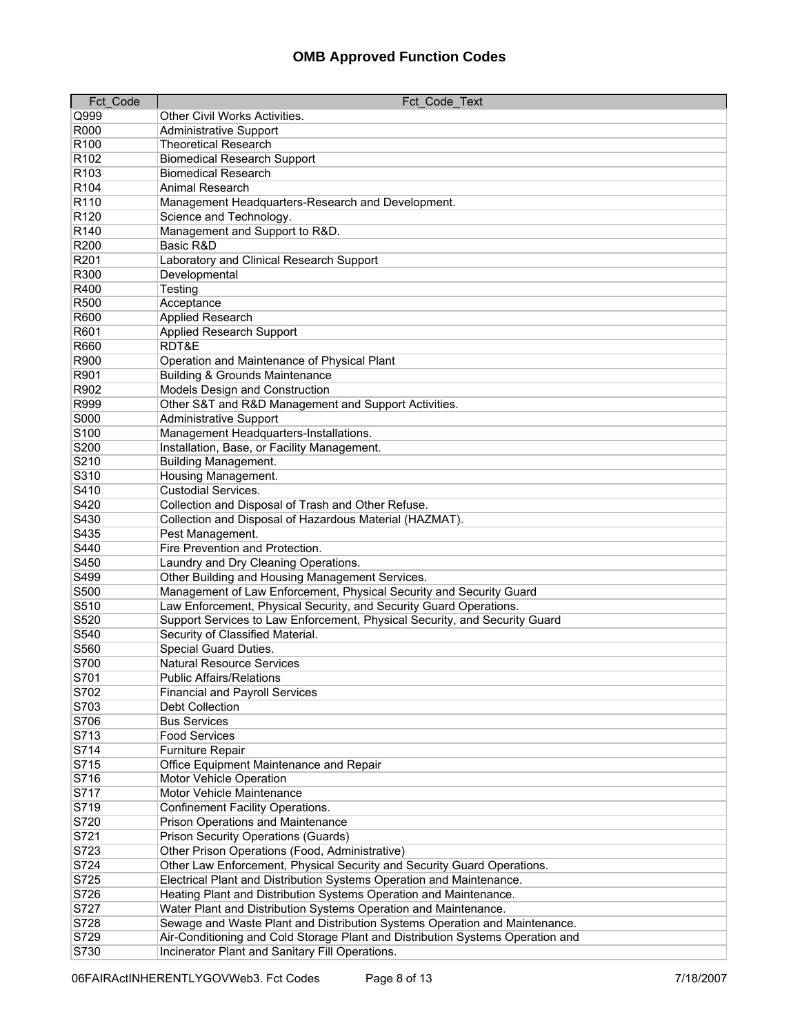# OMB Approved Function Codes

| Fct_Code | Fct_Code_Text |
|---|---|
| Q999 | Other Civil Works Activities. |
| R000 | Administrative Support |
| R100 | Theoretical Research |
| R102 | Biomedical Research Support |
| R103 | Biomedical Research |
| R104 | Animal Research |
| R110 | Management Headquarters-Research and Development. |
| R120 | Science and Technology. |
| R140 | Management and Support to R&D. |
| R200 | Basic R&D |
| R201 | Laboratory and Clinical Research Support |
| R300 | Developmental |
| R400 | Testing |
| R500 | Acceptance |
| R600 | Applied Research |
| R601 | Applied Research Support |
| R660 | RDT&E |
| R900 | Operation and Maintenance of Physical Plant |
| R901 | Building & Grounds Maintenance |
| R902 | Models Design and Construction |
| R999 | Other S&T and R&D Management and Support Activities. |
| S000 | Administrative Support |
| S100 | Management Headquarters-Installations. |
| S200 | Installation, Base, or Facility Management. |
| S210 | Building Management. |
| S310 | Housing Management. |
| S410 | Custodial Services. |
| S420 | Collection and Disposal of Trash and Other Refuse. |
| S430 | Collection and Disposal of Hazardous Material (HAZMAT). |
| S435 | Pest Management. |
| S440 | Fire Prevention and Protection. |
| S450 | Laundry and Dry Cleaning Operations. |
| S499 | Other Building and Housing Management Services. |
| S500 | Management of Law Enforcement, Physical Security and Security Guard |
| S510 | Law Enforcement, Physical Security, and Security Guard Operations. |
| S520 | Support Services to Law Enforcement, Physical Security, and Security Guard |
| S540 | Security of Classified Material. |
| S560 | Special Guard Duties. |
| S700 | Natural Resource Services |
| S701 | Public Affairs/Relations |
| S702 | Financial and Payroll Services |
| S703 | Debt Collection |
| S706 | Bus Services |
| S713 | Food Services |
| S714 | Furniture Repair |
| S715 | Office Equipment Maintenance and Repair |
| S716 | Motor Vehicle Operation |
| S717 | Motor Vehicle Maintenance |
| S719 | Confinement Facility Operations. |
| S720 | Prison Operations and Maintenance |
| S721 | Prison Security Operations (Guards) |
| S723 | Other Prison Operations (Food, Administrative) |
| S724 | Other Law Enforcement, Physical Security and Security Guard Operations. |
| S725 | Electrical Plant and Distribution Systems Operation and Maintenance. |
| S726 | Heating Plant and Distribution Systems Operation and Maintenance. |
| S727 | Water Plant and Distribution Systems Operation and Maintenance. |
| S728 | Sewage and Waste Plant and Distribution Systems Operation and Maintenance. |
| S729 | Air-Conditioning and Cold Storage Plant and Distribution Systems Operation and |
| S730 | Incinerator Plant and Sanitary Fill Operations. |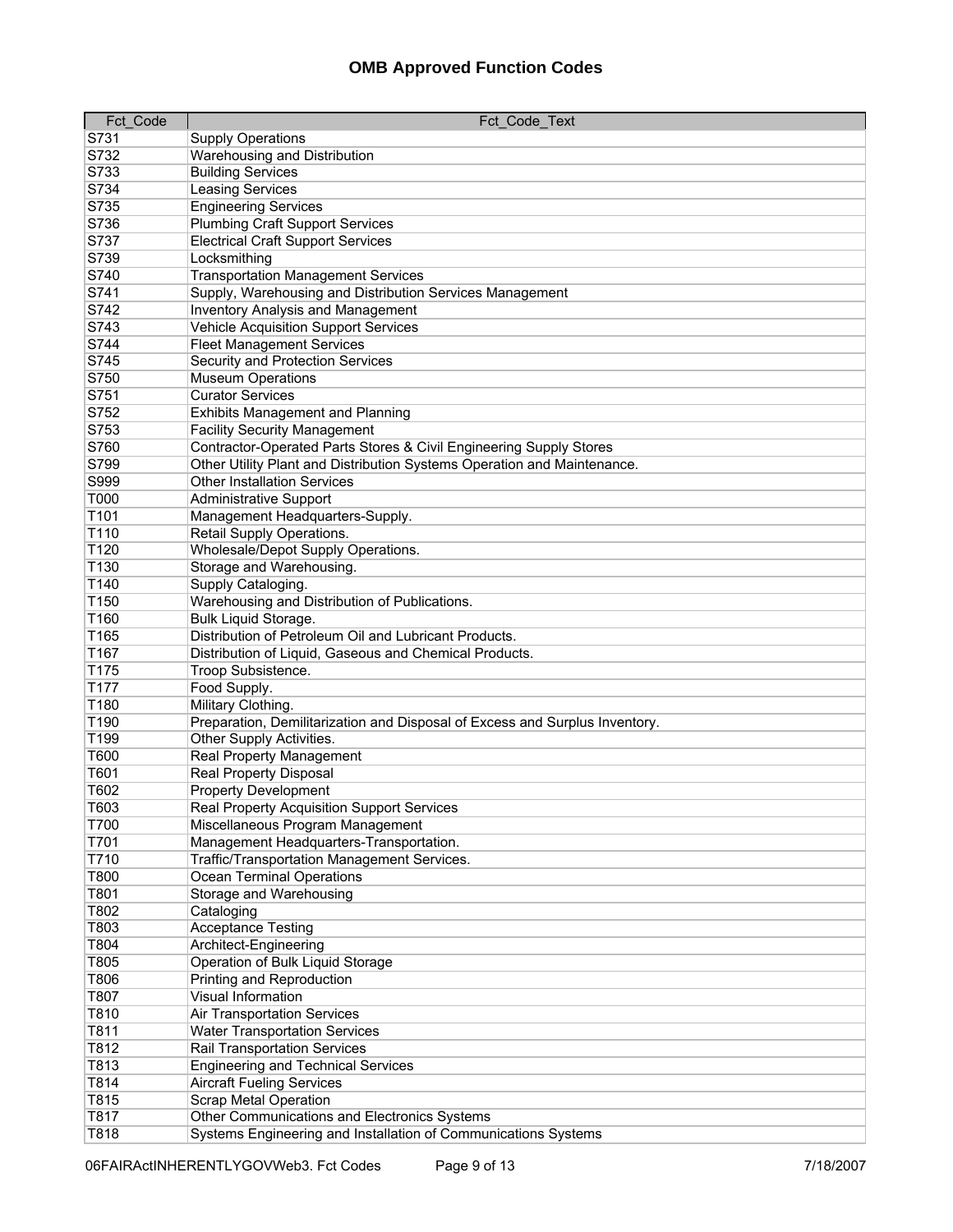# OMB Approved Function Codes

| Fct_Code | Fct_Code_Text |
|---|---|
| S731 | Supply Operations |
| S732 | Warehousing and Distribution |
| S733 | Building Services |
| S734 | Leasing Services |
| S735 | Engineering Services |
| S736 | Plumbing Craft Support Services |
| S737 | Electrical Craft Support Services |
| S739 | Locksmithing |
| S740 | Transportation Management Services |
| S741 | Supply, Warehousing and Distribution Services Management |
| S742 | Inventory Analysis and Management |
| S743 | Vehicle Acquisition Support Services |
| S744 | Fleet Management Services |
| S745 | Security and Protection Services |
| S750 | Museum Operations |
| S751 | Curator Services |
| S752 | Exhibits Management and Planning |
| S753 | Facility Security Management |
| S760 | Contractor-Operated Parts Stores & Civil Engineering Supply Stores |
| S799 | Other Utility Plant and Distribution Systems Operation and Maintenance. |
| S999 | Other Installation Services |
| T000 | Administrative Support |
| T101 | Management Headquarters-Supply. |
| T110 | Retail Supply Operations. |
| T120 | Wholesale/Depot Supply Operations. |
| T130 | Storage and Warehousing. |
| T140 | Supply Cataloging. |
| T150 | Warehousing and Distribution of Publications. |
| T160 | Bulk Liquid Storage. |
| T165 | Distribution of Petroleum Oil and Lubricant Products. |
| T167 | Distribution of Liquid, Gaseous and Chemical Products. |
| T175 | Troop Subsistence. |
| T177 | Food Supply. |
| T180 | Military Clothing. |
| T190 | Preparation, Demilitarization and Disposal of Excess and Surplus Inventory. |
| T199 | Other Supply Activities. |
| T600 | Real Property Management |
| T601 | Real Property Disposal |
| T602 | Property Development |
| T603 | Real Property Acquisition Support Services |
| T700 | Miscellaneous Program Management |
| T701 | Management Headquarters-Transportation. |
| T710 | Traffic/Transportation Management Services. |
| T800 | Ocean Terminal Operations |
| T801 | Storage and Warehousing |
| T802 | Cataloging |
| T803 | Acceptance Testing |
| T804 | Architect-Engineering |
| T805 | Operation of Bulk Liquid Storage |
| T806 | Printing and Reproduction |
| T807 | Visual Information |
| T810 | Air Transportation Services |
| T811 | Water Transportation Services |
| T812 | Rail Transportation Services |
| T813 | Engineering and Technical Services |
| T814 | Aircraft Fueling Services |
| T815 | Scrap Metal Operation |
| T817 | Other Communications and Electronics Systems |
| T818 | Systems Engineering and Installation of Communications Systems |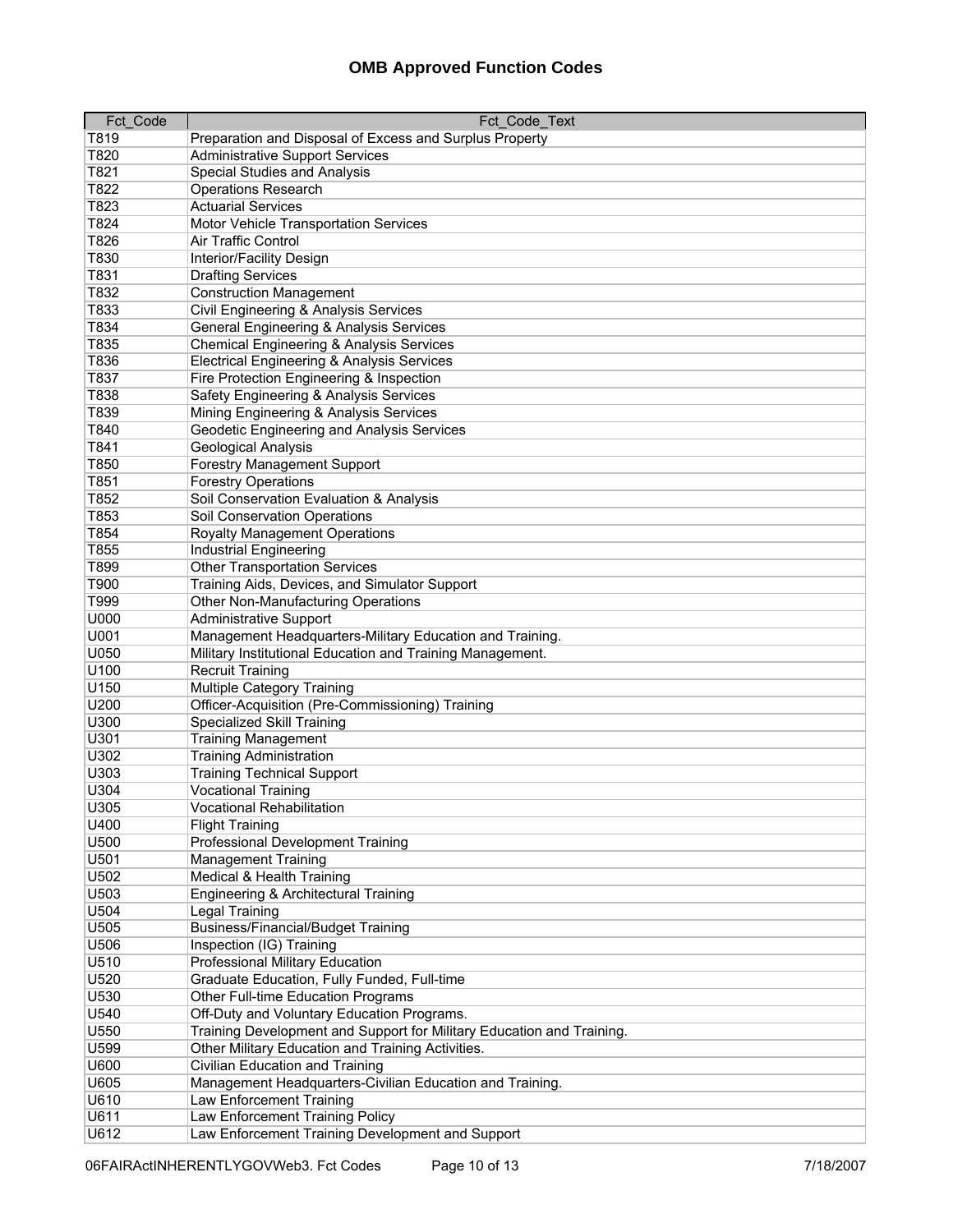# OMB Approved Function Codes

| Fct_Code | Fct_Code_Text |
|---|---|
| T819 | Preparation and Disposal of Excess and Surplus Property |
| T820 | Administrative Support Services |
| T821 | Special Studies and Analysis |
| T822 | Operations Research |
| T823 | Actuarial Services |
| T824 | Motor Vehicle Transportation Services |
| T826 | Air Traffic Control |
| T830 | Interior/Facility Design |
| T831 | Drafting Services |
| T832 | Construction Management |
| T833 | Civil Engineering & Analysis Services |
| T834 | General Engineering & Analysis Services |
| T835 | Chemical Engineering & Analysis Services |
| T836 | Electrical Engineering & Analysis Services |
| T837 | Fire Protection Engineering & Inspection |
| T838 | Safety Engineering & Analysis Services |
| T839 | Mining Engineering & Analysis Services |
| T840 | Geodetic Engineering and Analysis Services |
| T841 | Geological Analysis |
| T850 | Forestry Management Support |
| T851 | Forestry Operations |
| T852 | Soil Conservation Evaluation & Analysis |
| T853 | Soil Conservation Operations |
| T854 | Royalty Management Operations |
| T855 | Industrial Engineering |
| T899 | Other Transportation Services |
| T900 | Training Aids, Devices, and Simulator Support |
| T999 | Other Non-Manufacturing Operations |
| U000 | Administrative Support |
| U001 | Management Headquarters-Military Education and Training. |
| U050 | Military Institutional Education and Training Management. |
| U100 | Recruit Training |
| U150 | Multiple Category Training |
| U200 | Officer-Acquisition (Pre-Commissioning) Training |
| U300 | Specialized Skill Training |
| U301 | Training Management |
| U302 | Training Administration |
| U303 | Training Technical Support |
| U304 | Vocational Training |
| U305 | Vocational Rehabilitation |
| U400 | Flight Training |
| U500 | Professional Development Training |
| U501 | Management Training |
| U502 | Medical & Health Training |
| U503 | Engineering & Architectural Training |
| U504 | Legal Training |
| U505 | Business/Financial/Budget Training |
| U506 | Inspection (IG) Training |
| U510 | Professional Military Education |
| U520 | Graduate Education, Fully Funded, Full-time |
| U530 | Other Full-time Education Programs |
| U540 | Off-Duty and Voluntary Education Programs. |
| U550 | Training Development and Support for Military Education and Training. |
| U599 | Other Military Education and Training Activities. |
| U600 | Civilian Education and Training |
| U605 | Management Headquarters-Civilian Education and Training. |
| U610 | Law Enforcement Training |
| U611 | Law Enforcement Training Policy |
| U612 | Law Enforcement Training Development and Support |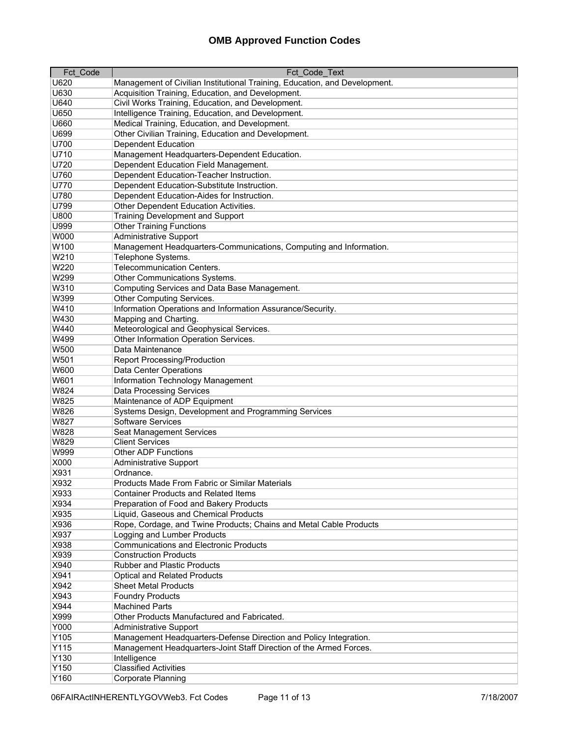# OMB Approved Function Codes

| Fct_Code | Fct_Code_Text |
|---|---|
| U620 | Management of Civilian Institutional Training, Education, and Development. |
| U630 | Acquisition Training, Education, and Development. |
| U640 | Civil Works Training, Education, and Development. |
| U650 | Intelligence Training, Education, and Development. |
| U660 | Medical Training, Education, and Development. |
| U699 | Other Civilian Training, Education and Development. |
| U700 | Dependent Education |
| U710 | Management Headquarters-Dependent Education. |
| U720 | Dependent Education Field Management. |
| U760 | Dependent Education-Teacher Instruction. |
| U770 | Dependent Education-Substitute Instruction. |
| U780 | Dependent Education-Aides for Instruction. |
| U799 | Other Dependent Education Activities. |
| U800 | Training Development and Support |
| U999 | Other Training Functions |
| W000 | Administrative Support |
| W100 | Management Headquarters-Communications, Computing and Information. |
| W210 | Telephone Systems. |
| W220 | Telecommunication Centers. |
| W299 | Other Communications Systems. |
| W310 | Computing Services and Data Base Management. |
| W399 | Other Computing Services. |
| W410 | Information Operations and Information Assurance/Security. |
| W430 | Mapping and Charting. |
| W440 | Meteorological and Geophysical Services. |
| W499 | Other Information Operation Services. |
| W500 | Data Maintenance |
| W501 | Report Processing/Production |
| W600 | Data Center Operations |
| W601 | Information Technology Management |
| W824 | Data Processing Services |
| W825 | Maintenance of ADP Equipment |
| W826 | Systems Design, Development and Programming Services |
| W827 | Software Services |
| W828 | Seat Management Services |
| W829 | Client Services |
| W999 | Other ADP Functions |
| X000 | Administrative Support |
| X931 | Ordnance. |
| X932 | Products Made From Fabric or Similar Materials |
| X933 | Container Products and Related Items |
| X934 | Preparation of Food and Bakery Products |
| X935 | Liquid, Gaseous and Chemical Products |
| X936 | Rope, Cordage, and Twine Products; Chains and Metal Cable Products |
| X937 | Logging and Lumber Products |
| X938 | Communications and Electronic Products |
| X939 | Construction Products |
| X940 | Rubber and Plastic Products |
| X941 | Optical and Related Products |
| X942 | Sheet Metal Products |
| X943 | Foundry Products |
| X944 | Machined Parts |
| X999 | Other Products Manufactured and Fabricated. |
| Y000 | Administrative Support |
| Y105 | Management Headquarters-Defense Direction and Policy Integration. |
| Y115 | Management Headquarters-Joint Staff Direction of the Armed Forces. |
| Y130 | Intelligence |
| Y150 | Classified Activities |
| Y160 | Corporate Planning |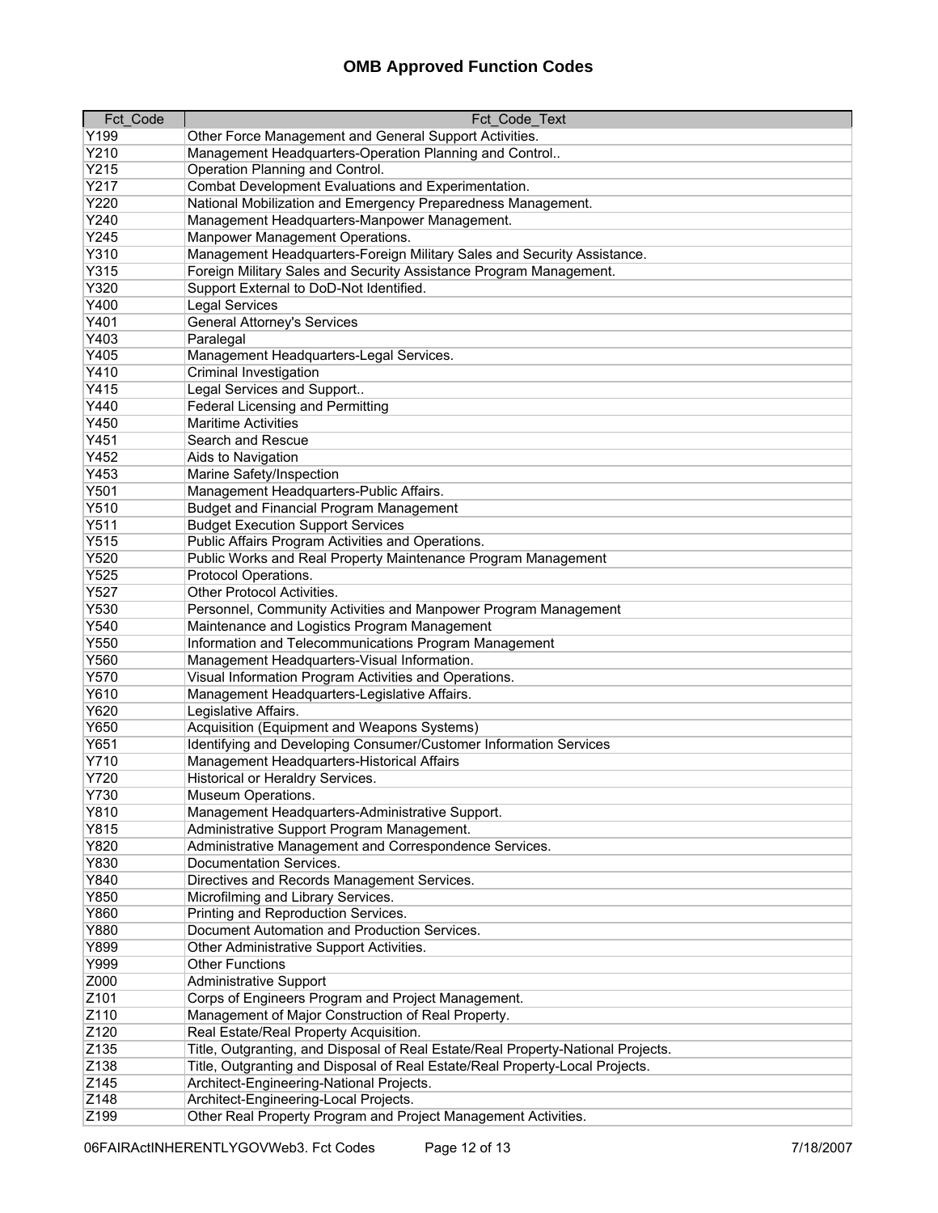# OMB Approved Function Codes

| Fct_Code | Fct_Code_Text |
|---|---|
| Y199 | Other Force Management and General Support Activities. |
| Y210 | Management Headquarters-Operation Planning and Control.. |
| Y215 | Operation Planning and Control. |
| Y217 | Combat Development Evaluations and Experimentation. |
| Y220 | National Mobilization and Emergency Preparedness Management. |
| Y240 | Management Headquarters-Manpower Management. |
| Y245 | Manpower Management Operations. |
| Y310 | Management Headquarters-Foreign Military Sales and Security Assistance. |
| Y315 | Foreign Military Sales and Security Assistance Program Management. |
| Y320 | Support External to DoD-Not Identified. |
| Y400 | Legal Services |
| Y401 | General Attorney's Services |
| Y403 | Paralegal |
| Y405 | Management Headquarters-Legal Services. |
| Y410 | Criminal Investigation |
| Y415 | Legal Services and Support.. |
| Y440 | Federal Licensing and Permitting |
| Y450 | Maritime Activities |
| Y451 | Search and Rescue |
| Y452 | Aids to Navigation |
| Y453 | Marine Safety/Inspection |
| Y501 | Management Headquarters-Public Affairs. |
| Y510 | Budget and Financial Program Management |
| Y511 | Budget Execution Support Services |
| Y515 | Public Affairs Program Activities and Operations. |
| Y520 | Public Works and Real Property Maintenance Program Management |
| Y525 | Protocol Operations. |
| Y527 | Other Protocol Activities. |
| Y530 | Personnel, Community Activities and Manpower Program Management |
| Y540 | Maintenance and Logistics Program Management |
| Y550 | Information and Telecommunications Program Management |
| Y560 | Management Headquarters-Visual Information. |
| Y570 | Visual Information Program Activities and Operations. |
| Y610 | Management Headquarters-Legislative Affairs. |
| Y620 | Legislative Affairs. |
| Y650 | Acquisition (Equipment and Weapons Systems) |
| Y651 | Identifying and Developing Consumer/Customer Information Services |
| Y710 | Management Headquarters-Historical Affairs |
| Y720 | Historical or Heraldry Services. |
| Y730 | Museum Operations. |
| Y810 | Management Headquarters-Administrative Support. |
| Y815 | Administrative Support Program Management. |
| Y820 | Administrative Management and Correspondence Services. |
| Y830 | Documentation Services. |
| Y840 | Directives and Records Management Services. |
| Y850 | Microfilming and Library Services. |
| Y860 | Printing and Reproduction Services. |
| Y880 | Document Automation and Production Services. |
| Y899 | Other Administrative Support Activities. |
| Y999 | Other Functions |
| Z000 | Administrative Support |
| Z101 | Corps of Engineers Program and Project Management. |
| Z110 | Management of Major Construction of Real Property. |
| Z120 | Real Estate/Real Property Acquisition. |
| Z135 | Title, Outgranting, and Disposal of Real Estate/Real Property-National Projects. |
| Z138 | Title, Outgranting, and Disposal of Real Estate/Real Property-Local Projects. |
| Z145 | Architect-Engineering-National Projects. |
| Z148 | Architect-Engineering-Local Projects. |
| Z199 | Other Real Property Program and Project Management Activities. |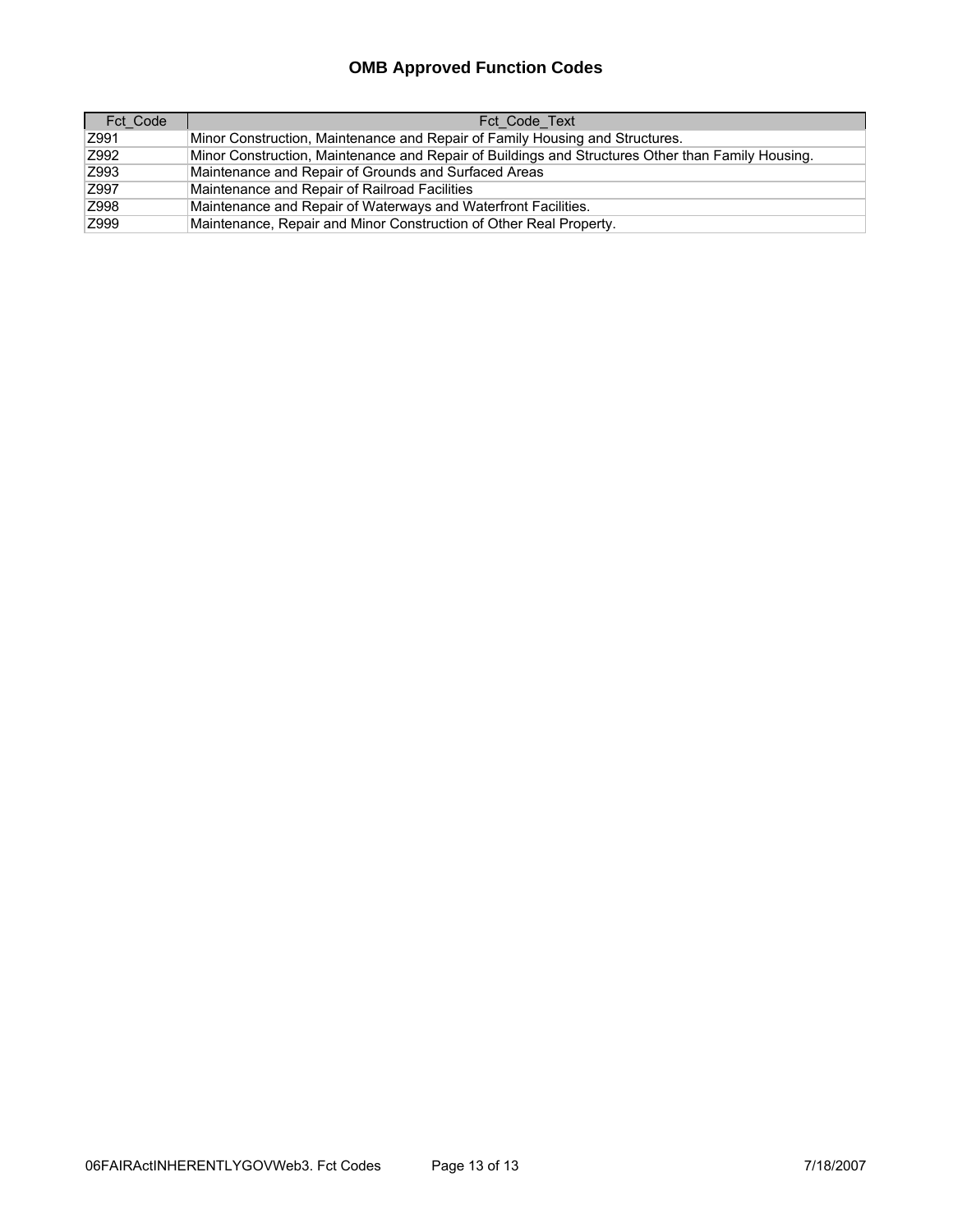# OMB Approved Function Codes

| Fct_Code | Fct_Code_Text |
|---|---|
| Z991 | Minor Construction, Maintenance and Repair of Family Housing and Structures. |
| Z992 | Minor Construction, Maintenance and Repair of Buildings and Structures Other than Family Housing. |
| Z993 | Maintenance and Repair of Grounds and Surfaced Areas |
| Z997 | Maintenance and Repair of Railroad Facilities |
| Z998 | Maintenance and Repair of Waterways and Waterfront Facilities. |
| Z999 | Maintenance, Repair and Minor Construction of Other Real Property. |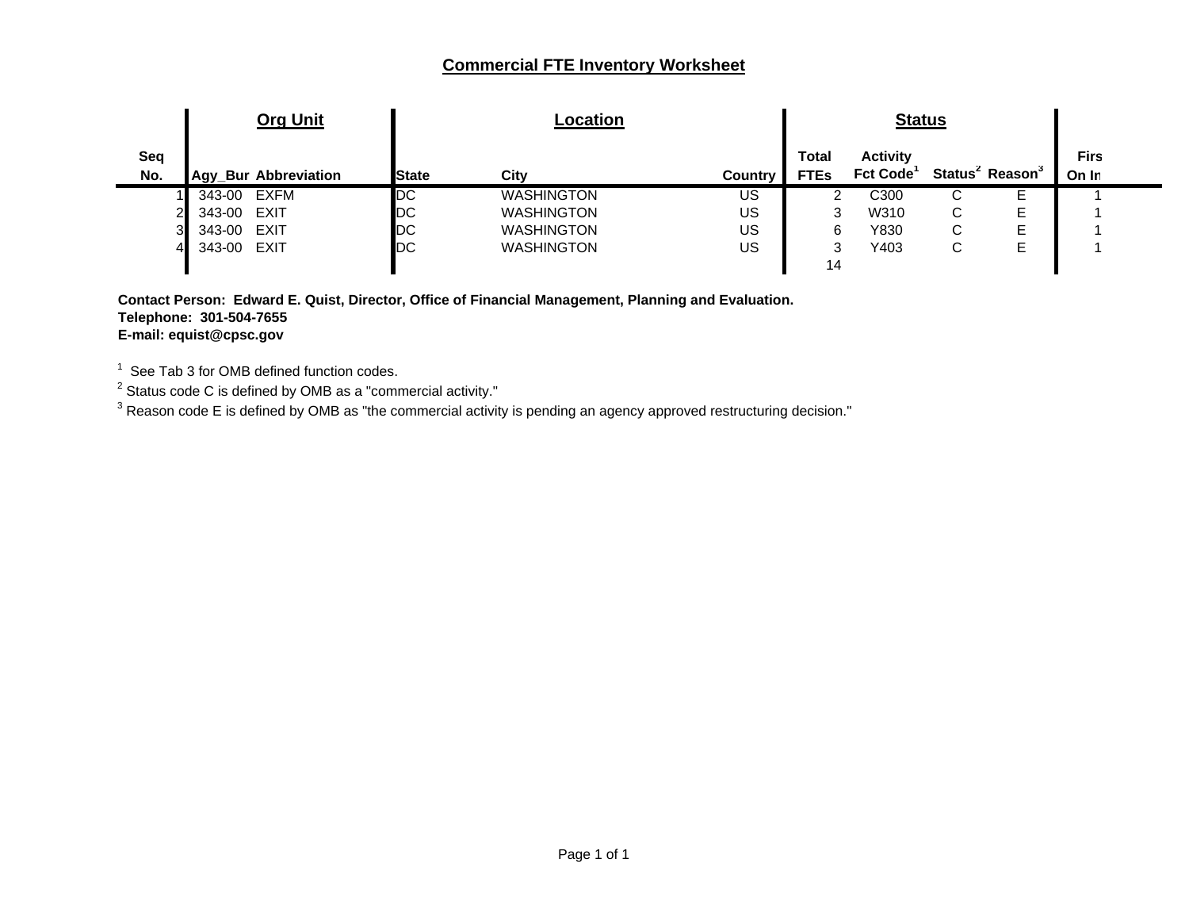# Commercial FTE Inventory Worksheet

| | Org Unit | | Location | | | Status | | | | |
|---|---|---|---|---|---|---|---|---|---|---|
| Seq No. | Agy_Bur | Abbreviation | State | City | Country | Total FTEs | Activity Fct Code[1] | Status[2] | Reason[3] | Firs On In |
| 1 | 343-00 | EXFM | DC | WASHINGTON | US | 2 | C300 | C | E | 1 |
| 2 | 343-00 | EXIT | DC | WASHINGTON | US | 3 | W310 | C | E | 1 |
| 3 | 343-00 | EXIT | DC | WASHINGTON | US | 6 | Y830 | C | E | 1 |
| 4 | 343-00 | EXIT | DC | WASHINGTON | US | 3 | Y403 | C | E | 1 |
| | | | | | | 14 | | | | |

**Contact Person: Edward E. Quist, Director, Office of Financial Management, Planning and Evaluation.**
**Telephone: 301-504-7655**
**E-mail: equist@cpsc.gov**

[1] See Tab 3 for OMB defined function codes.

[2] Status code C is defined by OMB as a "commercial activity."

[3] Reason code E is defined by OMB as "the commercial activity is pending an agency approved restructuring decision."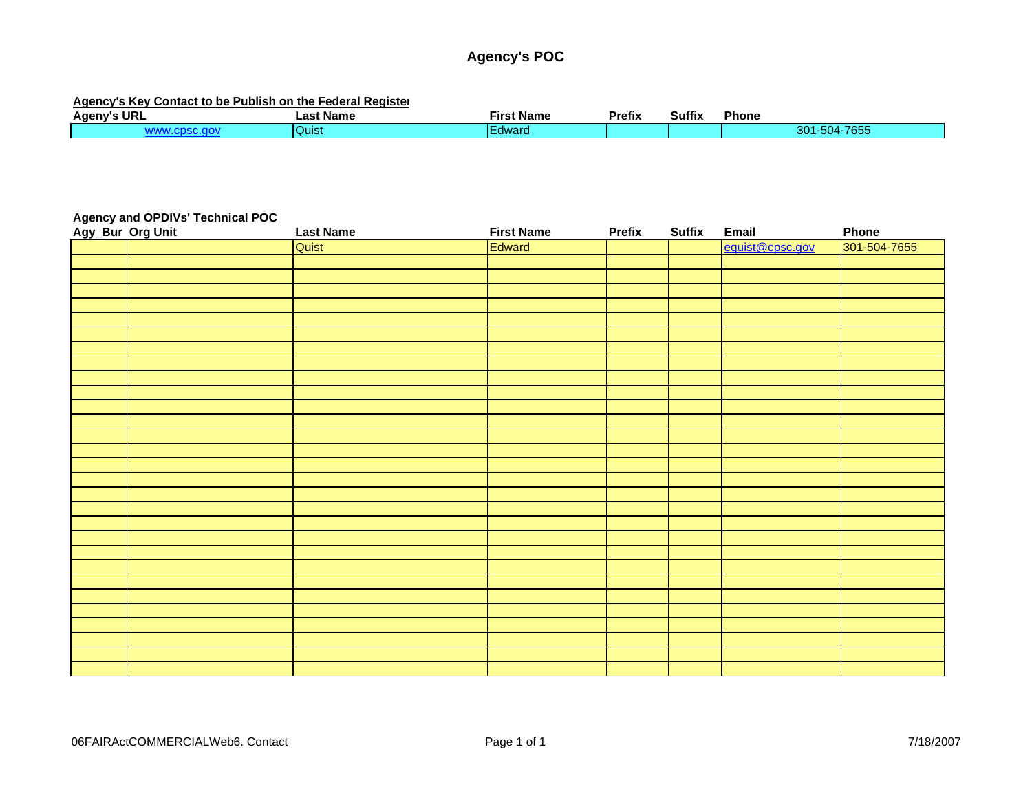# Agency's POC

**Agency's Key Contact to be Publish on the Federal Register**

| Ageny's URL | Last Name | First Name | Prefix | Suffix | Phone |
|---|---|---|---|---|---|
| www.cpsc.gov | Quist | Edward | | | 301-504-7655 |

**Agency and OPDIVs' Technical POC**

| Agy_Bur | Org Unit | Last Name | First Name | Prefix | Suffix | Email | Phone |
|---|---|---|---|---|---|---|---|
| | | Quist | Edward | | | equist@cpsc.gov | 301-504-7655 |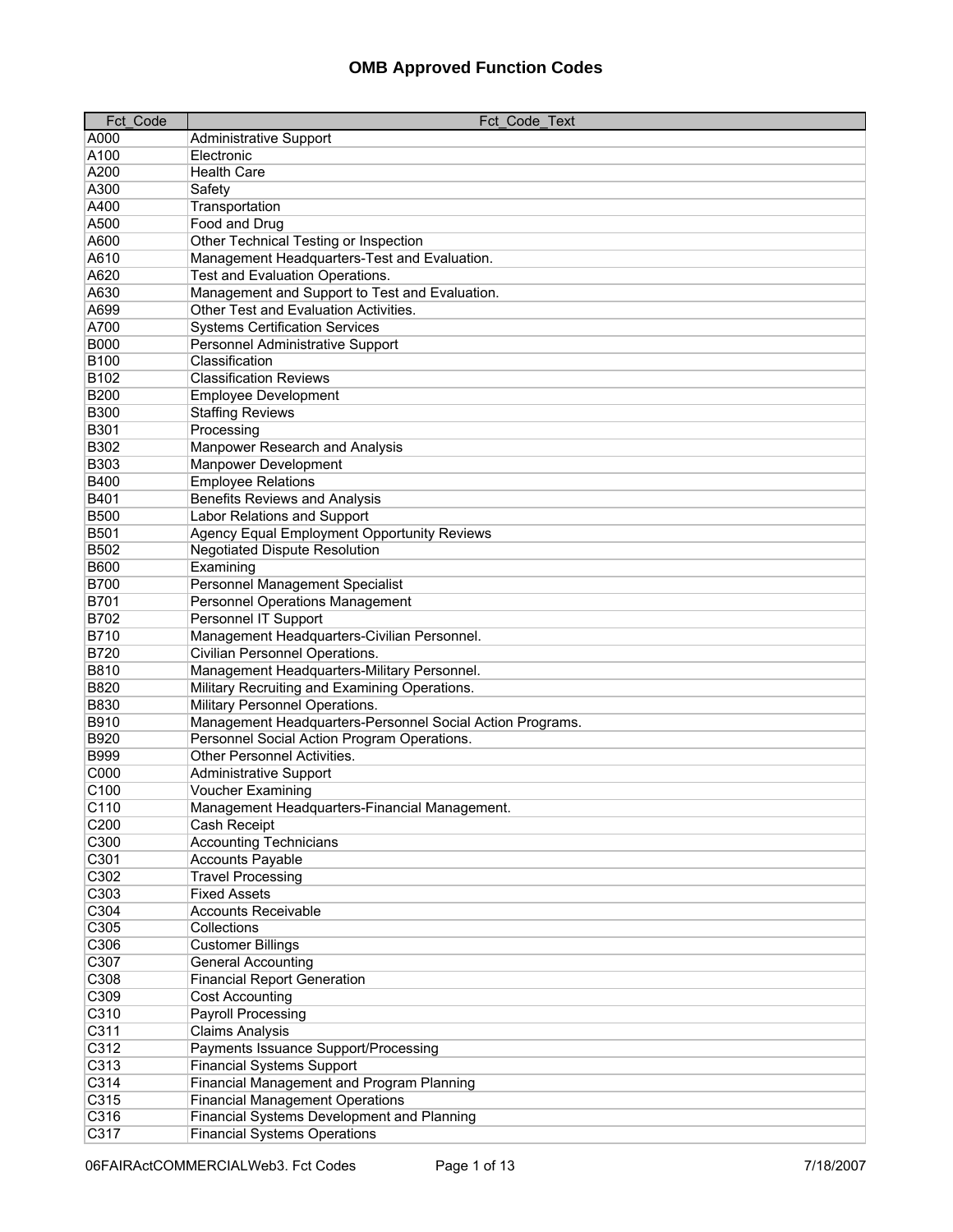# OMB Approved Function Codes

| Fct_Code | Fct_Code_Text |
|---|---|
| A000 | Administrative Support |
| A100 | Electronic |
| A200 | Health Care |
| A300 | Safety |
| A400 | Transportation |
| A500 | Food and Drug |
| A600 | Other Technical Testing or Inspection |
| A610 | Management Headquarters-Test and Evaluation. |
| A620 | Test and Evaluation Operations. |
| A630 | Management and Support to Test and Evaluation. |
| A699 | Other Test and Evaluation Activities. |
| A700 | Systems Certification Services |
| B000 | Personnel Administrative Support |
| B100 | Classification |
| B102 | Classification Reviews |
| B200 | Employee Development |
| B300 | Staffing Reviews |
| B301 | Processing |
| B302 | Manpower Research and Analysis |
| B303 | Manpower Development |
| B400 | Employee Relations |
| B401 | Benefits Reviews and Analysis |
| B500 | Labor Relations and Support |
| B501 | Agency Equal Employment Opportunity Reviews |
| B502 | Negotiated Dispute Resolution |
| B600 | Examining |
| B700 | Personnel Management Specialist |
| B701 | Personnel Operations Management |
| B702 | Personnel IT Support |
| B710 | Management Headquarters-Civilian Personnel. |
| B720 | Civilian Personnel Operations. |
| B810 | Management Headquarters-Military Personnel. |
| B820 | Military Recruiting and Examining Operations. |
| B830 | Military Personnel Operations. |
| B910 | Management Headquarters-Personnel Social Action Programs. |
| B920 | Personnel Social Action Program Operations. |
| B999 | Other Personnel Activities. |
| C000 | Administrative Support |
| C100 | Voucher Examining |
| C110 | Management Headquarters-Financial Management. |
| C200 | Cash Receipt |
| C300 | Accounting Technicians |
| C301 | Accounts Payable |
| C302 | Travel Processing |
| C303 | Fixed Assets |
| C304 | Accounts Receivable |
| C305 | Collections |
| C306 | Customer Billings |
| C307 | General Accounting |
| C308 | Financial Report Generation |
| C309 | Cost Accounting |
| C310 | Payroll Processing |
| C311 | Claims Analysis |
| C312 | Payments Issuance Support/Processing |
| C313 | Financial Systems Support |
| C314 | Financial Management and Program Planning |
| C315 | Financial Management Operations |
| C316 | Financial Systems Development and Planning |
| C317 | Financial Systems Operations |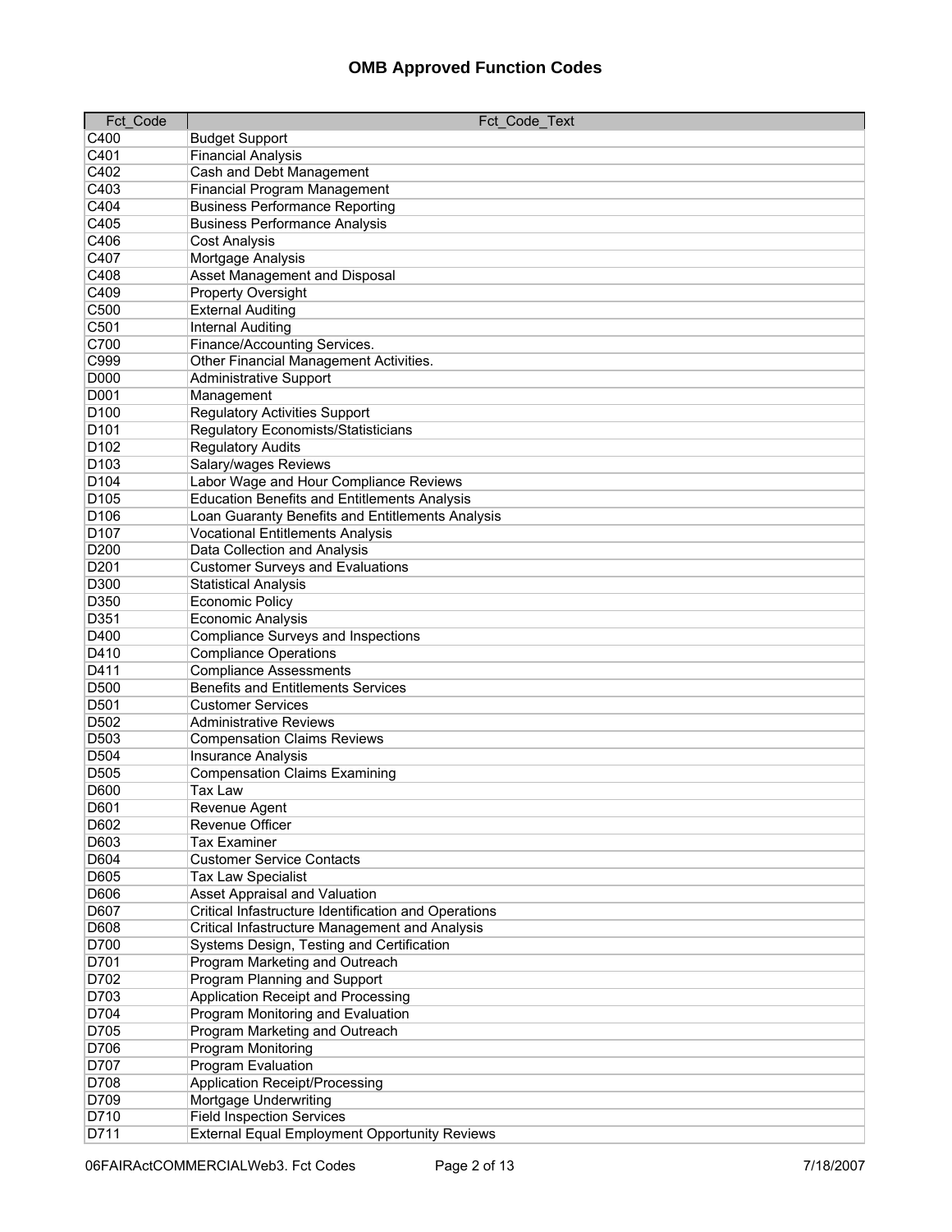# OMB Approved Function Codes

| Fct_Code | Fct_Code_Text |
| --- | --- |
| C400 | Budget Support |
| C401 | Financial Analysis |
| C402 | Cash and Debt Management |
| C403 | Financial Program Management |
| C404 | Business Performance Reporting |
| C405 | Business Performance Analysis |
| C406 | Cost Analysis |
| C407 | Mortgage Analysis |
| C408 | Asset Management and Disposal |
| C409 | Property Oversight |
| C500 | External Auditing |
| C501 | Internal Auditing |
| C700 | Finance/Accounting Services. |
| C999 | Other Financial Management Activities. |
| D000 | Administrative Support |
| D001 | Management |
| D100 | Regulatory Activities Support |
| D101 | Regulatory Economists/Statisticians |
| D102 | Regulatory Audits |
| D103 | Salary/wages Reviews |
| D104 | Labor Wage and Hour Compliance Reviews |
| D105 | Education Benefits and Entitlements Analysis |
| D106 | Loan Guaranty Benefits and Entitlements Analysis |
| D107 | Vocational Entitlements Analysis |
| D200 | Data Collection and Analysis |
| D201 | Customer Surveys and Evaluations |
| D300 | Statistical Analysis |
| D350 | Economic Policy |
| D351 | Economic Analysis |
| D400 | Compliance Surveys and Inspections |
| D410 | Compliance Operations |
| D411 | Compliance Assessments |
| D500 | Benefits and Entitlements Services |
| D501 | Customer Services |
| D502 | Administrative Reviews |
| D503 | Compensation Claims Reviews |
| D504 | Insurance Analysis |
| D505 | Compensation Claims Examining |
| D600 | Tax Law |
| D601 | Revenue Agent |
| D602 | Revenue Officer |
| D603 | Tax Examiner |
| D604 | Customer Service Contacts |
| D605 | Tax Law Specialist |
| D606 | Asset Appraisal and Valuation |
| D607 | Critical Infastructure Identification and Operations |
| D608 | Critical Infastructure Management and Analysis |
| D700 | Systems Design, Testing and Certification |
| D701 | Program Marketing and Outreach |
| D702 | Program Planning and Support |
| D703 | Application Receipt and Processing |
| D704 | Program Monitoring and Evaluation |
| D705 | Program Marketing and Outreach |
| D706 | Program Monitoring |
| D707 | Program Evaluation |
| D708 | Application Receipt/Processing |
| D709 | Mortgage Underwriting |
| D710 | Field Inspection Services |
| D711 | External Equal Employment Opportunity Reviews |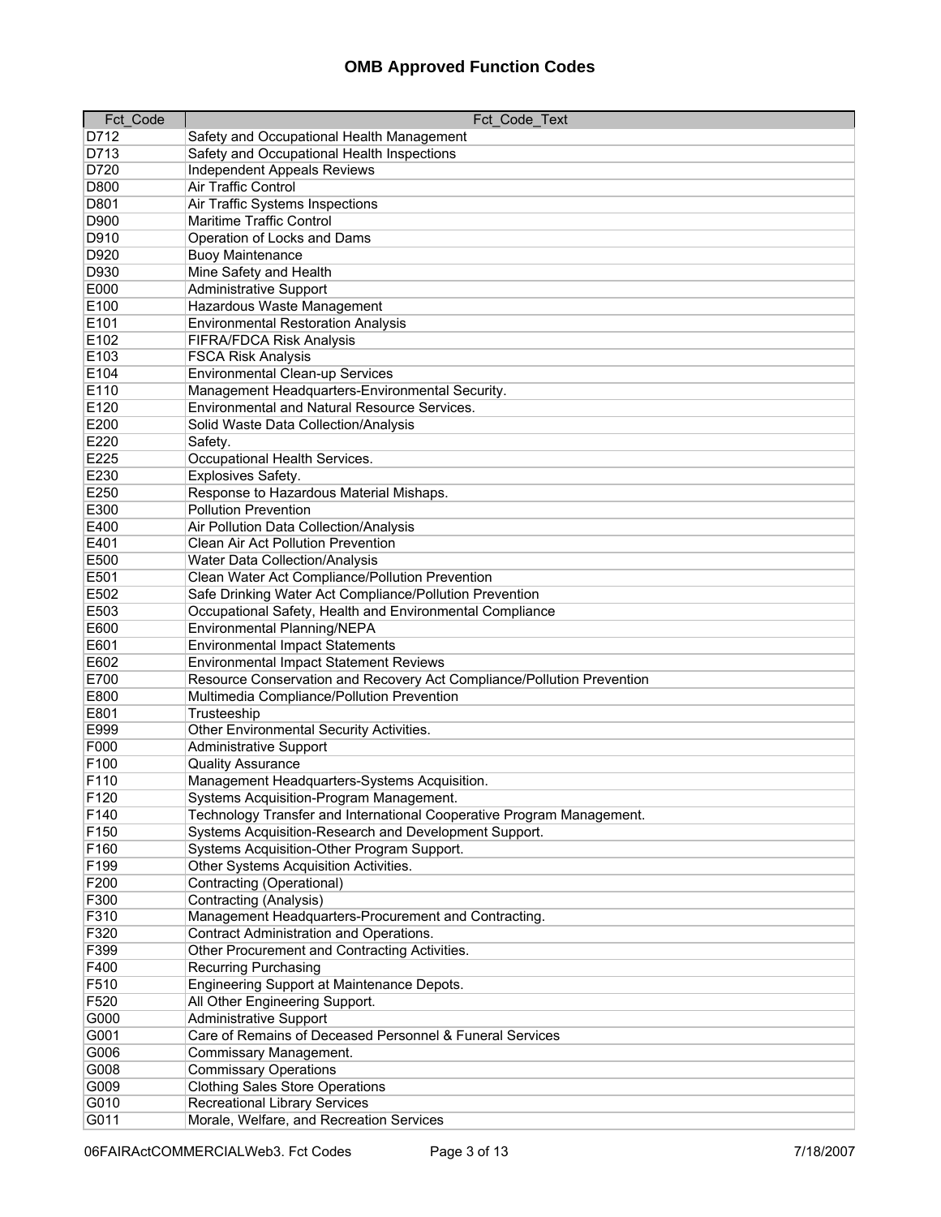# OMB Approved Function Codes

| Fct_Code | Fct_Code_Text |
|---|---|
| D712 | Safety and Occupational Health Management |
| D713 | Safety and Occupational Health Inspections |
| D720 | Independent Appeals Reviews |
| D800 | Air Traffic Control |
| D801 | Air Traffic Systems Inspections |
| D900 | Maritime Traffic Control |
| D910 | Operation of Locks and Dams |
| D920 | Buoy Maintenance |
| D930 | Mine Safety and Health |
| E000 | Administrative Support |
| E100 | Hazardous Waste Management |
| E101 | Environmental Restoration Analysis |
| E102 | FIFRA/FDCA Risk Analysis |
| E103 | FSCA Risk Analysis |
| E104 | Environmental Clean-up Services |
| E110 | Management Headquarters-Environmental Security. |
| E120 | Environmental and Natural Resource Services. |
| E200 | Solid Waste Data Collection/Analysis |
| E220 | Safety. |
| E225 | Occupational Health Services. |
| E230 | Explosives Safety. |
| E250 | Response to Hazardous Material Mishaps. |
| E300 | Pollution Prevention |
| E400 | Air Pollution Data Collection/Analysis |
| E401 | Clean Air Act Pollution Prevention |
| E500 | Water Data Collection/Analysis |
| E501 | Clean Water Act Compliance/Pollution Prevention |
| E502 | Safe Drinking Water Act Compliance/Pollution Prevention |
| E503 | Occupational Safety, Health and Environmental Compliance |
| E600 | Environmental Planning/NEPA |
| E601 | Environmental Impact Statements |
| E602 | Environmental Impact Statement Reviews |
| E700 | Resource Conservation and Recovery Act Compliance/Pollution Prevention |
| E800 | Multimedia Compliance/Pollution Prevention |
| E801 | Trusteeship |
| E999 | Other Environmental Security Activities. |
| F000 | Administrative Support |
| F100 | Quality Assurance |
| F110 | Management Headquarters-Systems Acquisition. |
| F120 | Systems Acquisition-Program Management. |
| F140 | Technology Transfer and International Cooperative Program Management. |
| F150 | Systems Acquisition-Research and Development Support. |
| F160 | Systems Acquisition-Other Program Support. |
| F199 | Other Systems Acquisition Activities. |
| F200 | Contracting (Operational) |
| F300 | Contracting (Analysis) |
| F310 | Management Headquarters-Procurement and Contracting. |
| F320 | Contract Administration and Operations. |
| F399 | Other Procurement and Contracting Activities. |
| F400 | Recurring Purchasing |
| F510 | Engineering Support at Maintenance Depots. |
| F520 | All Other Engineering Support. |
| G000 | Administrative Support |
| G001 | Care of Remains of Deceased Personnel & Funeral Services |
| G006 | Commissary Management. |
| G008 | Commissary Operations |
| G009 | Clothing Sales Store Operations |
| G010 | Recreational Library Services |
| G011 | Morale, Welfare, and Recreation Services |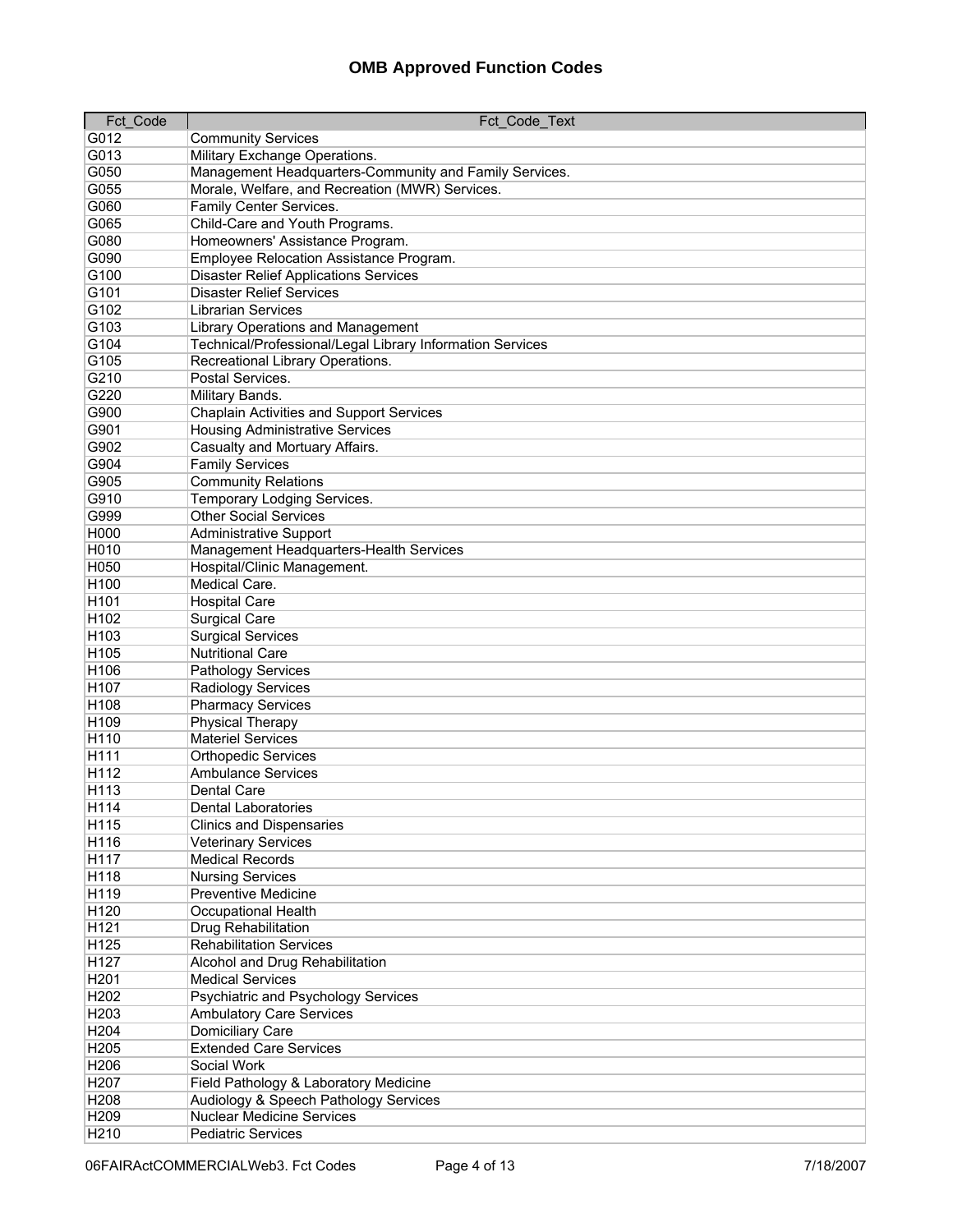# OMB Approved Function Codes

| Fct_Code | Fct_Code_Text |
| --- | --- |
| G012 | Community Services |
| G013 | Military Exchange Operations. |
| G050 | Management Headquarters-Community and Family Services. |
| G055 | Morale, Welfare, and Recreation (MWR) Services. |
| G060 | Family Center Services. |
| G065 | Child-Care and Youth Programs. |
| G080 | Homeowners' Assistance Program. |
| G090 | Employee Relocation Assistance Program. |
| G100 | Disaster Relief Applications Services |
| G101 | Disaster Relief Services |
| G102 | Librarian Services |
| G103 | Library Operations and Management |
| G104 | Technical/Professional/Legal Library Information Services |
| G105 | Recreational Library Operations. |
| G210 | Postal Services. |
| G220 | Military Bands. |
| G900 | Chaplain Activities and Support Services |
| G901 | Housing Administrative Services |
| G902 | Casualty and Mortuary Affairs. |
| G904 | Family Services |
| G905 | Community Relations |
| G910 | Temporary Lodging Services. |
| G999 | Other Social Services |
| H000 | Administrative Support |
| H010 | Management Headquarters-Health Services |
| H050 | Hospital/Clinic Management. |
| H100 | Medical Care. |
| H101 | Hospital Care |
| H102 | Surgical Care |
| H103 | Surgical Services |
| H105 | Nutritional Care |
| H106 | Pathology Services |
| H107 | Radiology Services |
| H108 | Pharmacy Services |
| H109 | Physical Therapy |
| H110 | Materiel Services |
| H111 | Orthopedic Services |
| H112 | Ambulance Services |
| H113 | Dental Care |
| H114 | Dental Laboratories |
| H115 | Clinics and Dispensaries |
| H116 | Veterinary Services |
| H117 | Medical Records |
| H118 | Nursing Services |
| H119 | Preventive Medicine |
| H120 | Occupational Health |
| H121 | Drug Rehabilitation |
| H125 | Rehabilitation Services |
| H127 | Alcohol and Drug Rehabilitation |
| H201 | Medical Services |
| H202 | Psychiatric and Psychology Services |
| H203 | Ambulatory Care Services |
| H204 | Domiciliary Care |
| H205 | Extended Care Services |
| H206 | Social Work |
| H207 | Field Pathology & Laboratory Medicine |
| H208 | Audiology & Speech Pathology Services |
| H209 | Nuclear Medicine Services |
| H210 | Pediatric Services |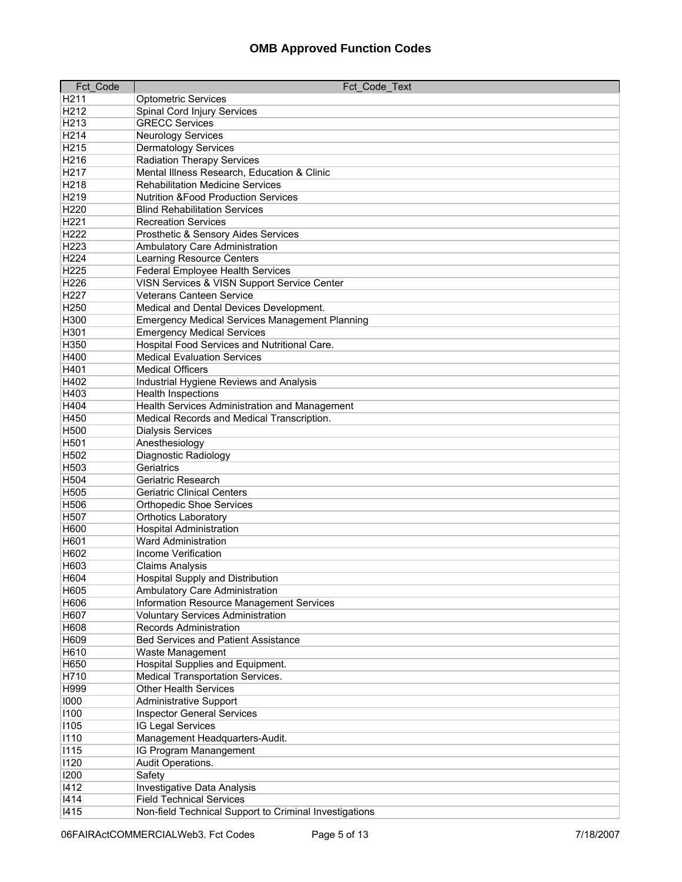## OMB Approved Function Codes

| Fct_Code | Fct_Code_Text |
|---|---|
| H211 | Optometric Services |
| H212 | Spinal Cord Injury Services |
| H213 | GRECC Services |
| H214 | Neurology Services |
| H215 | Dermatology Services |
| H216 | Radiation Therapy Services |
| H217 | Mental Illness Research, Education & Clinic |
| H218 | Rehabilitation Medicine Services |
| H219 | Nutrition &Food Production Services |
| H220 | Blind Rehabilitation Services |
| H221 | Recreation Services |
| H222 | Prosthetic & Sensory Aides Services |
| H223 | Ambulatory Care Administration |
| H224 | Learning Resource Centers |
| H225 | Federal Employee Health Services |
| H226 | VISN Services & VISN Support Service Center |
| H227 | Veterans Canteen Service |
| H250 | Medical and Dental Devices Development. |
| H300 | Emergency Medical Services Management Planning |
| H301 | Emergency Medical Services |
| H350 | Hospital Food Services and Nutritional Care. |
| H400 | Medical Evaluation Services |
| H401 | Medical Officers |
| H402 | Industrial Hygiene Reviews and Analysis |
| H403 | Health Inspections |
| H404 | Health Services Administration and Management |
| H450 | Medical Records and Medical Transcription. |
| H500 | Dialysis Services |
| H501 | Anesthesiology |
| H502 | Diagnostic Radiology |
| H503 | Geriatrics |
| H504 | Geriatric Research |
| H505 | Geriatric Clinical Centers |
| H506 | Orthopedic Shoe Services |
| H507 | Orthotics Laboratory |
| H600 | Hospital Administration |
| H601 | Ward Administration |
| H602 | Income Verification |
| H603 | Claims Analysis |
| H604 | Hospital Supply and Distribution |
| H605 | Ambulatory Care Administration |
| H606 | Information Resource Management Services |
| H607 | Voluntary Services Administration |
| H608 | Records Administration |
| H609 | Bed Services and Patient Assistance |
| H610 | Waste Management |
| H650 | Hospital Supplies and Equipment. |
| H710 | Medical Transportation Services. |
| H999 | Other Health Services |
| I000 | Administrative Support |
| I100 | Inspector General Services |
| I105 | IG Legal Services |
| I110 | Management Headquarters-Audit. |
| I115 | IG Program Manangement |
| I120 | Audit Operations. |
| I200 | Safety |
| I412 | Investigative Data Analysis |
| I414 | Field Technical Services |
| I415 | Non-field Technical Support to Criminal Investigations |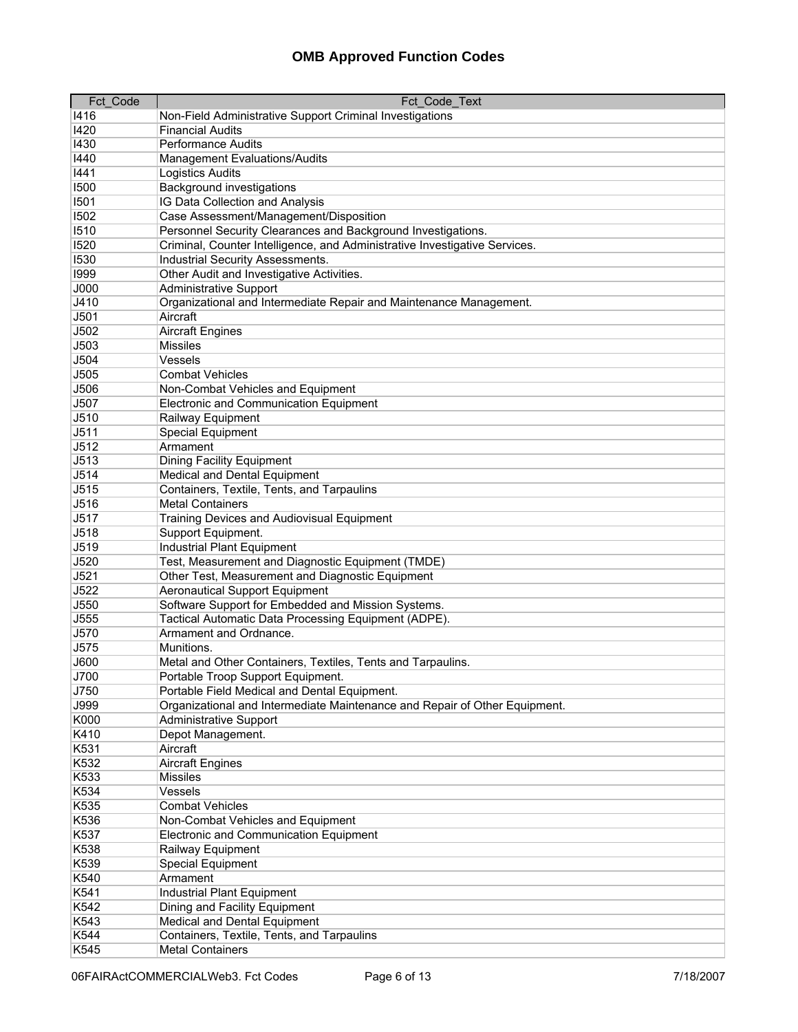# OMB Approved Function Codes

| Fct_Code | Fct_Code_Text |
|---|---|
| I416 | Non-Field Administrative Support Criminal Investigations |
| I420 | Financial Audits |
| I430 | Performance Audits |
| I440 | Management Evaluations/Audits |
| I441 | Logistics Audits |
| I500 | Background investigations |
| I501 | IG Data Collection and Analysis |
| I502 | Case Assessment/Management/Disposition |
| I510 | Personnel Security Clearances and Background Investigations. |
| I520 | Criminal, Counter Intelligence, and Administrative Investigative Services. |
| I530 | Industrial Security Assessments. |
| I999 | Other Audit and Investigative Activities. |
| J000 | Administrative Support |
| J410 | Organizational and Intermediate Repair and Maintenance Management. |
| J501 | Aircraft |
| J502 | Aircraft Engines |
| J503 | Missiles |
| J504 | Vessels |
| J505 | Combat Vehicles |
| J506 | Non-Combat Vehicles and Equipment |
| J507 | Electronic and Communication Equipment |
| J510 | Railway Equipment |
| J511 | Special Equipment |
| J512 | Armament |
| J513 | Dining Facility Equipment |
| J514 | Medical and Dental Equipment |
| J515 | Containers, Textile, Tents, and Tarpaulins |
| J516 | Metal Containers |
| J517 | Training Devices and Audiovisual Equipment |
| J518 | Support Equipment. |
| J519 | Industrial Plant Equipment |
| J520 | Test, Measurement and Diagnostic Equipment (TMDE) |
| J521 | Other Test, Measurement and Diagnostic Equipment |
| J522 | Aeronautical Support Equipment |
| J550 | Software Support for Embedded and Mission Systems. |
| J555 | Tactical Automatic Data Processing Equipment (ADPE). |
| J570 | Armament and Ordnance. |
| J575 | Munitions. |
| J600 | Metal and Other Containers, Textiles, Tents and Tarpaulins. |
| J700 | Portable Troop Support Equipment. |
| J750 | Portable Field Medical and Dental Equipment. |
| J999 | Organizational and Intermediate Maintenance and Repair of Other Equipment. |
| K000 | Administrative Support |
| K410 | Depot Management. |
| K531 | Aircraft |
| K532 | Aircraft Engines |
| K533 | Missiles |
| K534 | Vessels |
| K535 | Combat Vehicles |
| K536 | Non-Combat Vehicles and Equipment |
| K537 | Electronic and Communication Equipment |
| K538 | Railway Equipment |
| K539 | Special Equipment |
| K540 | Armament |
| K541 | Industrial Plant Equipment |
| K542 | Dining and Facility Equipment |
| K543 | Medical and Dental Equipment |
| K544 | Containers, Textile, Tents, and Tarpaulins |
| K545 | Metal Containers |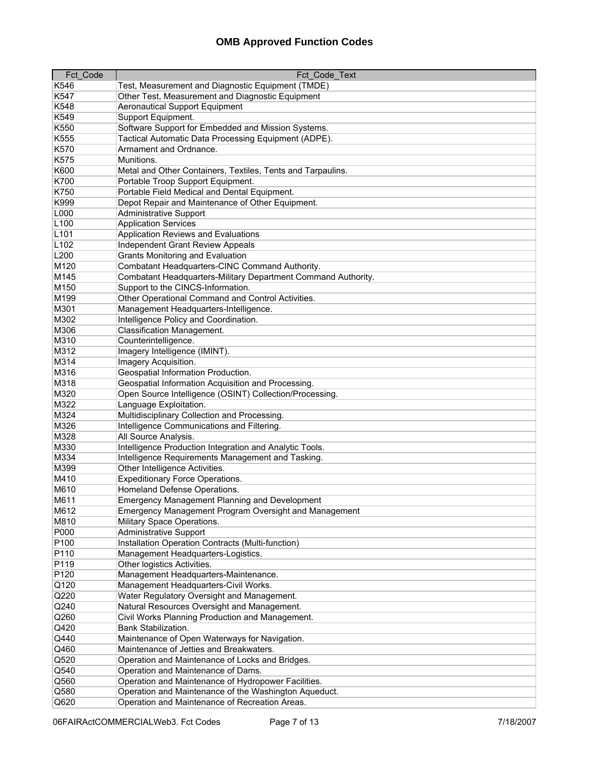# OMB Approved Function Codes

| Fct_Code | Fct_Code_Text |
|---|---|
| K546 | Test, Measurement and Diagnostic Equipment (TMDE) |
| K547 | Other Test, Measurement and Diagnostic Equipment |
| K548 | Aeronautical Support Equipment |
| K549 | Support Equipment. |
| K550 | Software Support for Embedded and Mission Systems. |
| K555 | Tactical Automatic Data Processing Equipment (ADPE). |
| K570 | Armament and Ordnance. |
| K575 | Munitions. |
| K600 | Metal and Other Containers, Textiles, Tents and Tarpaulins. |
| K700 | Portable Troop Support Equipment. |
| K750 | Portable Field Medical and Dental Equipment. |
| K999 | Depot Repair and Maintenance of Other Equipment. |
| L000 | Administrative Support |
| L100 | Application Services |
| L101 | Application Reviews and Evaluations |
| L102 | Independent Grant Review Appeals |
| L200 | Grants Monitoring and Evaluation |
| M120 | Combatant Headquarters-CINC Command Authority. |
| M145 | Combatant Headquarters-Military Department Command Authority. |
| M150 | Support to the CINCS-Information. |
| M199 | Other Operational Command and Control Activities. |
| M301 | Management Headquarters-Intelligence. |
| M302 | Intelligence Policy and Coordination. |
| M306 | Classification Management. |
| M310 | Counterintelligence. |
| M312 | Imagery Intelligence (IMINT). |
| M314 | Imagery Acquisition. |
| M316 | Geospatial Information Production. |
| M318 | Geospatial Information Acquisition and Processing. |
| M320 | Open Source Intelligence (OSINT) Collection/Processing. |
| M322 | Language Exploitation. |
| M324 | Multidisciplinary Collection and Processing. |
| M326 | Intelligence Communications and Filtering. |
| M328 | All Source Analysis. |
| M330 | Intelligence Production Integration and Analytic Tools. |
| M334 | Intelligence Requirements Management and Tasking. |
| M399 | Other Intelligence Activities. |
| M410 | Expeditionary Force Operations. |
| M610 | Homeland Defense Operations. |
| M611 | Emergency Management Planning and Development |
| M612 | Emergency Management Program Oversight and Management |
| M810 | Military Space Operations. |
| P000 | Administrative Support |
| P100 | Installation Operation Contracts (Multi-function) |
| P110 | Management Headquarters-Logistics. |
| P119 | Other logistics Activities. |
| P120 | Management Headquarters-Maintenance. |
| Q120 | Management Headquarters-Civil Works. |
| Q220 | Water Regulatory Oversight and Management. |
| Q240 | Natural Resources Oversight and Management. |
| Q260 | Civil Works Planning Production and Management. |
| Q420 | Bank Stabilization. |
| Q440 | Maintenance of Open Waterways for Navigation. |
| Q460 | Maintenance of Jetties and Breakwaters. |
| Q520 | Operation and Maintenance of Locks and Bridges. |
| Q540 | Operation and Maintenance of Dams. |
| Q560 | Operation and Maintenance of Hydropower Facilities. |
| Q580 | Operation and Maintenance of the Washington Aqueduct. |
| Q620 | Operation and Maintenance of Recreation Areas. |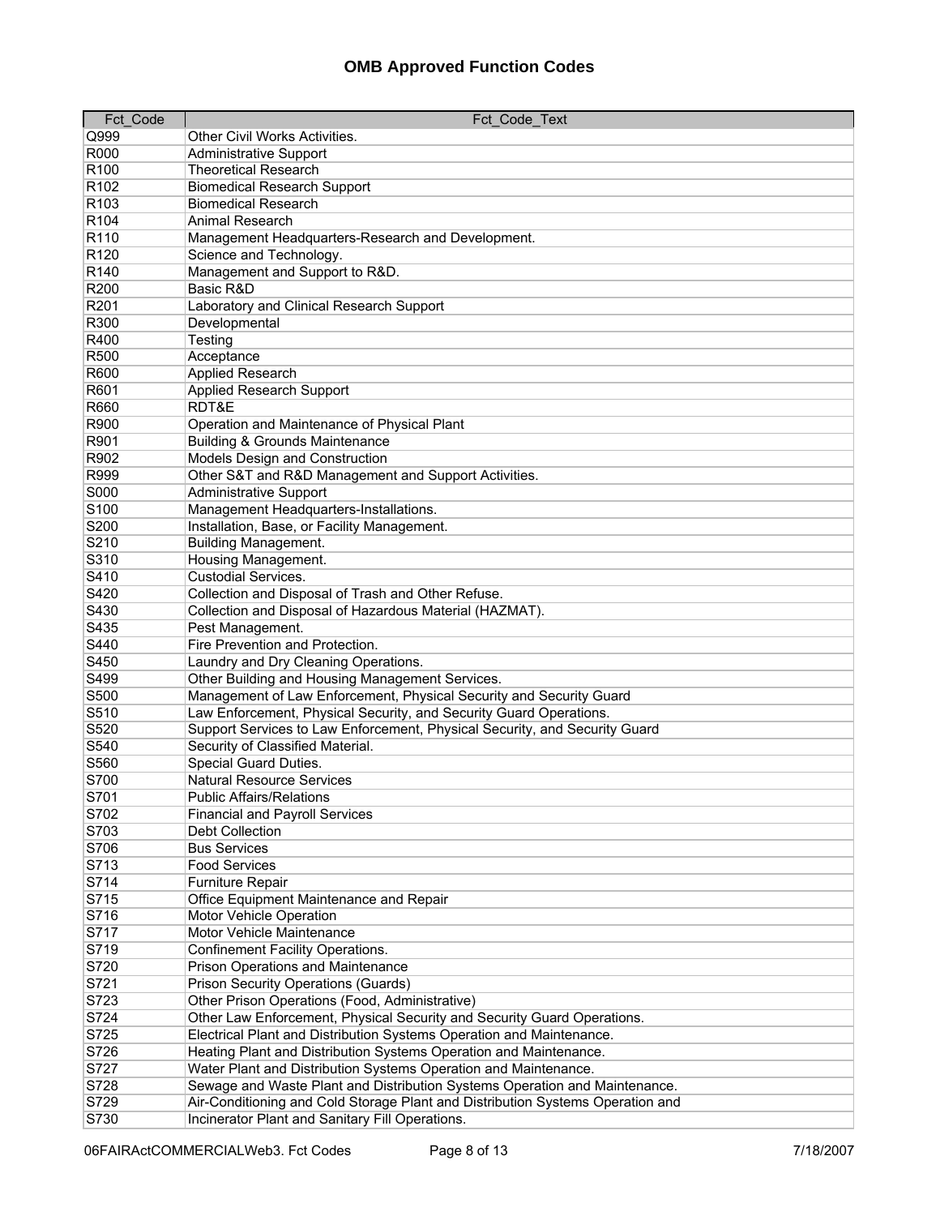# OMB Approved Function Codes

| Fct_Code | Fct_Code_Text |
|---|---|
| Q999 | Other Civil Works Activities. |
| R000 | Administrative Support |
| R100 | Theoretical Research |
| R102 | Biomedical Research Support |
| R103 | Biomedical Research |
| R104 | Animal Research |
| R110 | Management Headquarters-Research and Development. |
| R120 | Science and Technology. |
| R140 | Management and Support to R&D. |
| R200 | Basic R&D |
| R201 | Laboratory and Clinical Research Support |
| R300 | Developmental |
| R400 | Testing |
| R500 | Acceptance |
| R600 | Applied Research |
| R601 | Applied Research Support |
| R660 | RDT&E |
| R900 | Operation and Maintenance of Physical Plant |
| R901 | Building & Grounds Maintenance |
| R902 | Models Design and Construction |
| R999 | Other S&T and R&D Management and Support Activities. |
| S000 | Administrative Support |
| S100 | Management Headquarters-Installations. |
| S200 | Installation, Base, or Facility Management. |
| S210 | Building Management. |
| S310 | Housing Management. |
| S410 | Custodial Services. |
| S420 | Collection and Disposal of Trash and Other Refuse. |
| S430 | Collection and Disposal of Hazardous Material (HAZMAT). |
| S435 | Pest Management. |
| S440 | Fire Prevention and Protection. |
| S450 | Laundry and Dry Cleaning Operations. |
| S499 | Other Building and Housing Management Services. |
| S500 | Management of Law Enforcement, Physical Security and Security Guard |
| S510 | Law Enforcement, Physical Security, and Security Guard Operations. |
| S520 | Support Services to Law Enforcement, Physical Security, and Security Guard |
| S540 | Security of Classified Material. |
| S560 | Special Guard Duties. |
| S700 | Natural Resource Services |
| S701 | Public Affairs/Relations |
| S702 | Financial and Payroll Services |
| S703 | Debt Collection |
| S706 | Bus Services |
| S713 | Food Services |
| S714 | Furniture Repair |
| S715 | Office Equipment Maintenance and Repair |
| S716 | Motor Vehicle Operation |
| S717 | Motor Vehicle Maintenance |
| S719 | Confinement Facility Operations. |
| S720 | Prison Operations and Maintenance |
| S721 | Prison Security Operations (Guards) |
| S723 | Other Prison Operations (Food, Administrative) |
| S724 | Other Law Enforcement, Physical Security and Security Guard Operations. |
| S725 | Electrical Plant and Distribution Systems Operation and Maintenance. |
| S726 | Heating Plant and Distribution Systems Operation and Maintenance. |
| S727 | Water Plant and Distribution Systems Operation and Maintenance. |
| S728 | Sewage and Waste Plant and Distribution Systems Operation and Maintenance. |
| S729 | Air-Conditioning and Cold Storage Plant and Distribution Systems Operation and |
| S730 | Incinerator Plant and Sanitary Fill Operations. |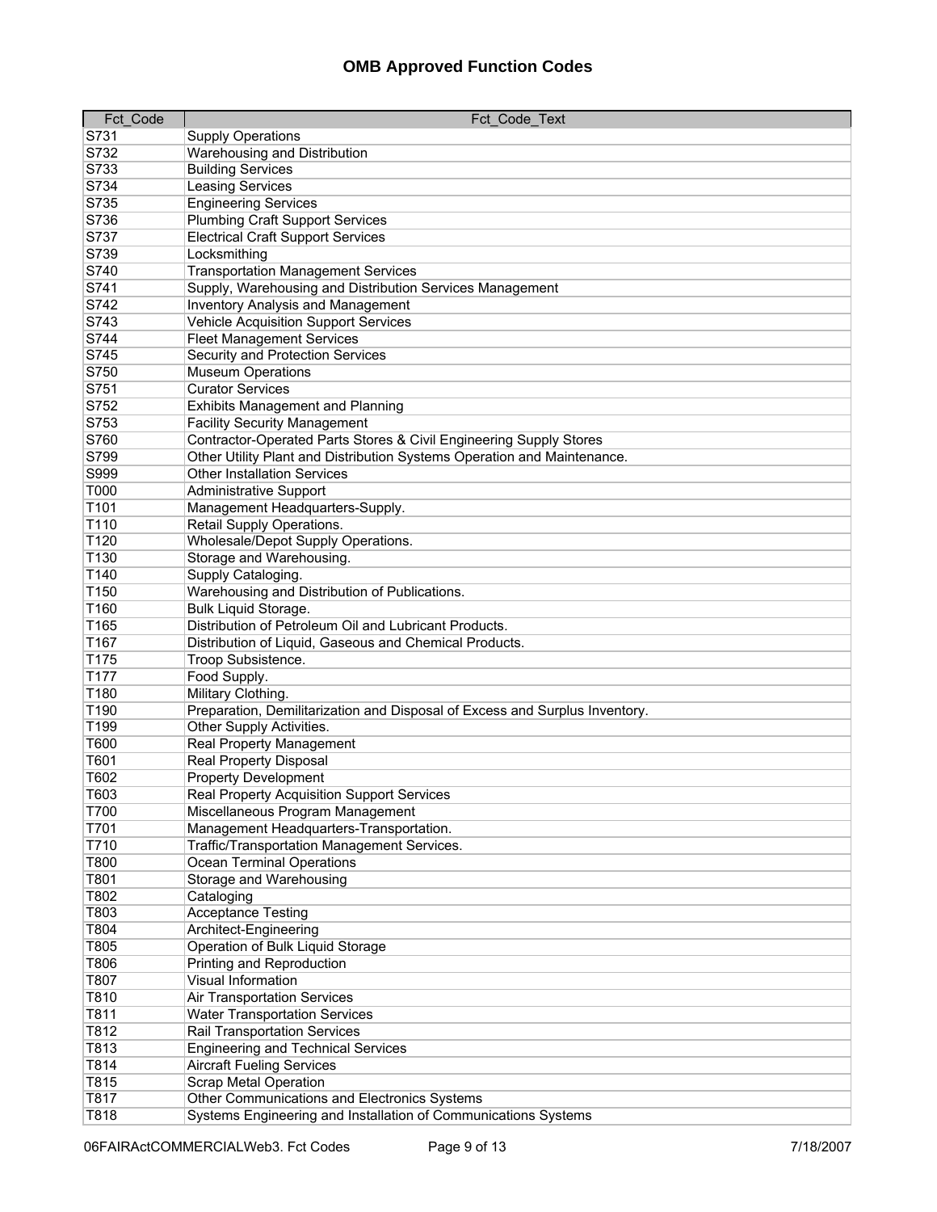## OMB Approved Function Codes

| Fct_Code | Fct_Code_Text |
|---|---|
| S731 | Supply Operations |
| S732 | Warehousing and Distribution |
| S733 | Building Services |
| S734 | Leasing Services |
| S735 | Engineering Services |
| S736 | Plumbing Craft Support Services |
| S737 | Electrical Craft Support Services |
| S739 | Locksmithing |
| S740 | Transportation Management Services |
| S741 | Supply, Warehousing and Distribution Services Management |
| S742 | Inventory Analysis and Management |
| S743 | Vehicle Acquisition Support Services |
| S744 | Fleet Management Services |
| S745 | Security and Protection Services |
| S750 | Museum Operations |
| S751 | Curator Services |
| S752 | Exhibits Management and Planning |
| S753 | Facility Security Management |
| S760 | Contractor-Operated Parts Stores & Civil Engineering Supply Stores |
| S799 | Other Utility Plant and Distribution Systems Operation and Maintenance. |
| S999 | Other Installation Services |
| T000 | Administrative Support |
| T101 | Management Headquarters-Supply. |
| T110 | Retail Supply Operations. |
| T120 | Wholesale/Depot Supply Operations. |
| T130 | Storage and Warehousing. |
| T140 | Supply Cataloging. |
| T150 | Warehousing and Distribution of Publications. |
| T160 | Bulk Liquid Storage. |
| T165 | Distribution of Petroleum Oil and Lubricant Products. |
| T167 | Distribution of Liquid, Gaseous and Chemical Products. |
| T175 | Troop Subsistence. |
| T177 | Food Supply. |
| T180 | Military Clothing. |
| T190 | Preparation, Demilitarization and Disposal of Excess and Surplus Inventory. |
| T199 | Other Supply Activities. |
| T600 | Real Property Management |
| T601 | Real Property Disposal |
| T602 | Property Development |
| T603 | Real Property Acquisition Support Services |
| T700 | Miscellaneous Program Management |
| T701 | Management Headquarters-Transportation. |
| T710 | Traffic/Transportation Management Services. |
| T800 | Ocean Terminal Operations |
| T801 | Storage and Warehousing |
| T802 | Cataloging |
| T803 | Acceptance Testing |
| T804 | Architect-Engineering |
| T805 | Operation of Bulk Liquid Storage |
| T806 | Printing and Reproduction |
| T807 | Visual Information |
| T810 | Air Transportation Services |
| T811 | Water Transportation Services |
| T812 | Rail Transportation Services |
| T813 | Engineering and Technical Services |
| T814 | Aircraft Fueling Services |
| T815 | Scrap Metal Operation |
| T817 | Other Communications and Electronics Systems |
| T818 | Systems Engineering and Installation of Communications Systems |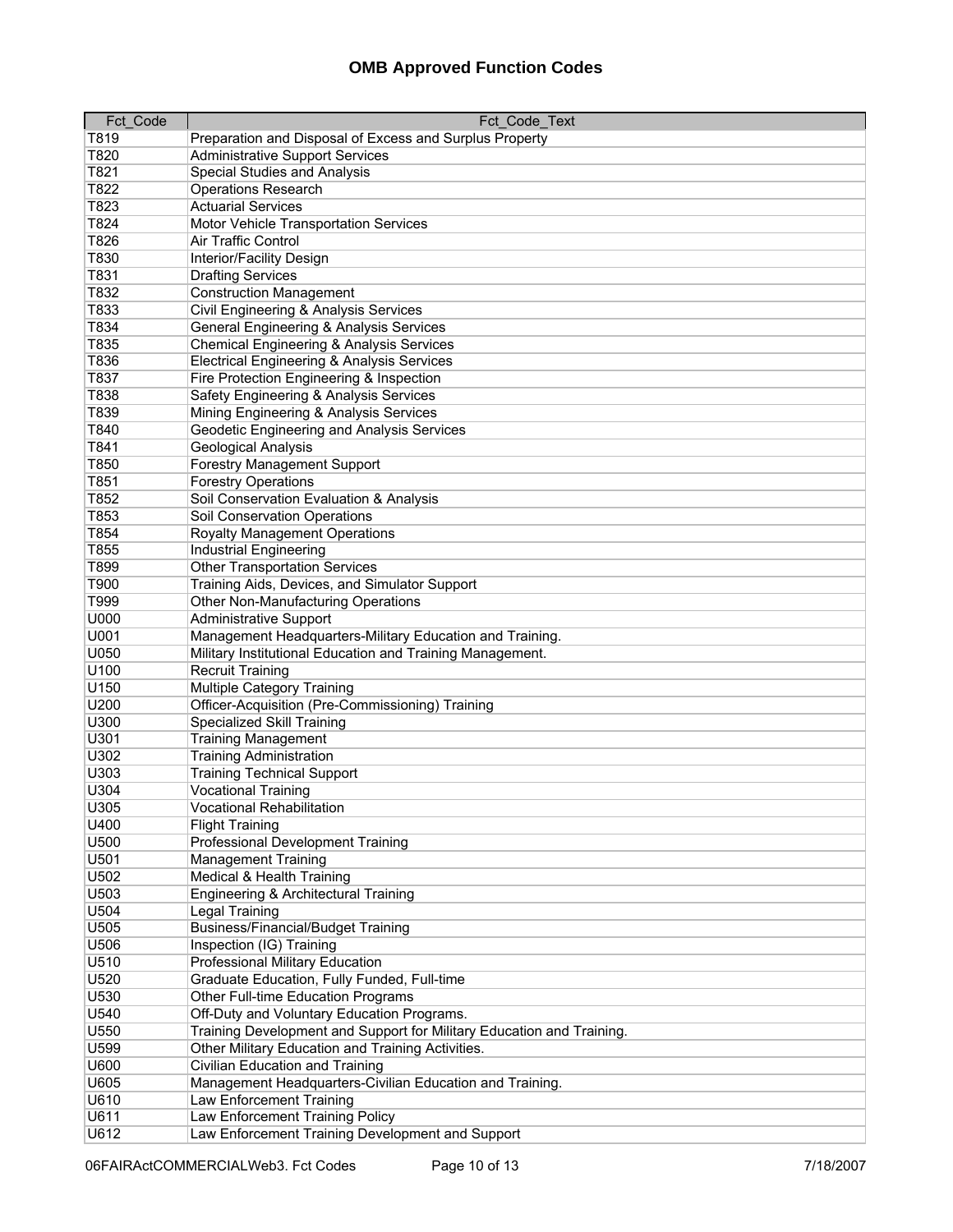# OMB Approved Function Codes

| Fct_Code | Fct_Code_Text |
|---|---|
| T819 | Preparation and Disposal of Excess and Surplus Property |
| T820 | Administrative Support Services |
| T821 | Special Studies and Analysis |
| T822 | Operations Research |
| T823 | Actuarial Services |
| T824 | Motor Vehicle Transportation Services |
| T826 | Air Traffic Control |
| T830 | Interior/Facility Design |
| T831 | Drafting Services |
| T832 | Construction Management |
| T833 | Civil Engineering & Analysis Services |
| T834 | General Engineering & Analysis Services |
| T835 | Chemical Engineering & Analysis Services |
| T836 | Electrical Engineering & Analysis Services |
| T837 | Fire Protection Engineering & Inspection |
| T838 | Safety Engineering & Analysis Services |
| T839 | Mining Engineering & Analysis Services |
| T840 | Geodetic Engineering and Analysis Services |
| T841 | Geological Analysis |
| T850 | Forestry Management Support |
| T851 | Forestry Operations |
| T852 | Soil Conservation Evaluation & Analysis |
| T853 | Soil Conservation Operations |
| T854 | Royalty Management Operations |
| T855 | Industrial Engineering |
| T899 | Other Transportation Services |
| T900 | Training Aids, Devices, and Simulator Support |
| T999 | Other Non-Manufacturing Operations |
| U000 | Administrative Support |
| U001 | Management Headquarters-Military Education and Training. |
| U050 | Military Institutional Education and Training Management. |
| U100 | Recruit Training |
| U150 | Multiple Category Training |
| U200 | Officer-Acquisition (Pre-Commissioning) Training |
| U300 | Specialized Skill Training |
| U301 | Training Management |
| U302 | Training Administration |
| U303 | Training Technical Support |
| U304 | Vocational Training |
| U305 | Vocational Rehabilitation |
| U400 | Flight Training |
| U500 | Professional Development Training |
| U501 | Management Training |
| U502 | Medical & Health Training |
| U503 | Engineering & Architectural Training |
| U504 | Legal Training |
| U505 | Business/Financial/Budget Training |
| U506 | Inspection (IG) Training |
| U510 | Professional Military Education |
| U520 | Graduate Education, Fully Funded, Full-time |
| U530 | Other Full-time Education Programs |
| U540 | Off-Duty and Voluntary Education Programs. |
| U550 | Training Development and Support for Military Education and Training. |
| U599 | Other Military Education and Training Activities. |
| U600 | Civilian Education and Training |
| U605 | Management Headquarters-Civilian Education and Training. |
| U610 | Law Enforcement Training |
| U611 | Law Enforcement Training Policy |
| U612 | Law Enforcement Training Development and Support |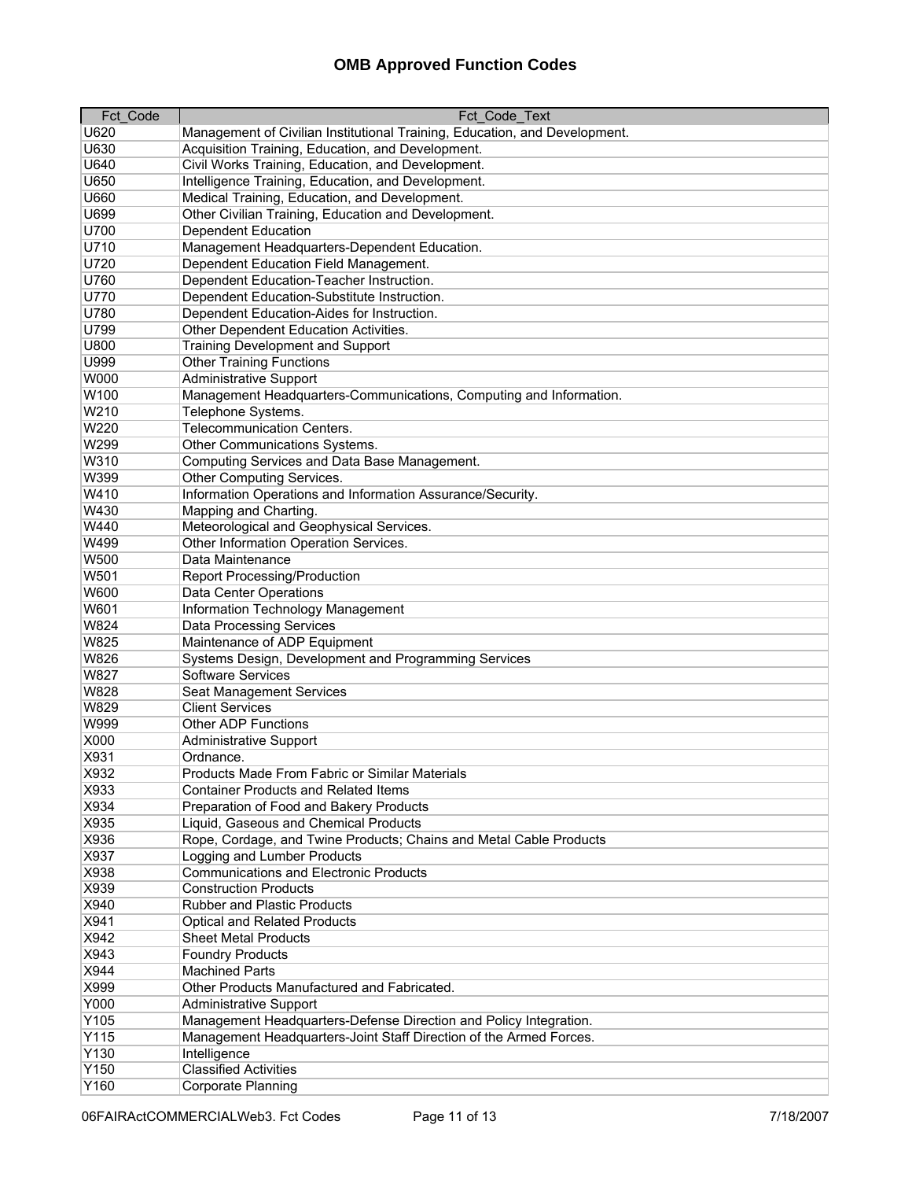# OMB Approved Function Codes

| Fct_Code | Fct_Code_Text |
|---|---|
| U620 | Management of Civilian Institutional Training, Education, and Development. |
| U630 | Acquisition Training, Education, and Development. |
| U640 | Civil Works Training, Education, and Development. |
| U650 | Intelligence Training, Education, and Development. |
| U660 | Medical Training, Education, and Development. |
| U699 | Other Civilian Training, Education and Development. |
| U700 | Dependent Education |
| U710 | Management Headquarters-Dependent Education. |
| U720 | Dependent Education Field Management. |
| U760 | Dependent Education-Teacher Instruction. |
| U770 | Dependent Education-Substitute Instruction. |
| U780 | Dependent Education-Aides for Instruction. |
| U799 | Other Dependent Education Activities. |
| U800 | Training Development and Support |
| U999 | Other Training Functions |
| W000 | Administrative Support |
| W100 | Management Headquarters-Communications, Computing and Information. |
| W210 | Telephone Systems. |
| W220 | Telecommunication Centers. |
| W299 | Other Communications Systems. |
| W310 | Computing Services and Data Base Management. |
| W399 | Other Computing Services. |
| W410 | Information Operations and Information Assurance/Security. |
| W430 | Mapping and Charting. |
| W440 | Meteorological and Geophysical Services. |
| W499 | Other Information Operation Services. |
| W500 | Data Maintenance |
| W501 | Report Processing/Production |
| W600 | Data Center Operations |
| W601 | Information Technology Management |
| W824 | Data Processing Services |
| W825 | Maintenance of ADP Equipment |
| W826 | Systems Design, Development and Programming Services |
| W827 | Software Services |
| W828 | Seat Management Services |
| W829 | Client Services |
| W999 | Other ADP Functions |
| X000 | Administrative Support |
| X931 | Ordnance. |
| X932 | Products Made From Fabric or Similar Materials |
| X933 | Container Products and Related Items |
| X934 | Preparation of Food and Bakery Products |
| X935 | Liquid, Gaseous and Chemical Products |
| X936 | Rope, Cordage, and Twine Products; Chains and Metal Cable Products |
| X937 | Logging and Lumber Products |
| X938 | Communications and Electronic Products |
| X939 | Construction Products |
| X940 | Rubber and Plastic Products |
| X941 | Optical and Related Products |
| X942 | Sheet Metal Products |
| X943 | Foundry Products |
| X944 | Machined Parts |
| X999 | Other Products Manufactured and Fabricated. |
| Y000 | Administrative Support |
| Y105 | Management Headquarters-Defense Direction and Policy Integration. |
| Y115 | Management Headquarters-Joint Staff Direction of the Armed Forces. |
| Y130 | Intelligence |
| Y150 | Classified Activities |
| Y160 | Corporate Planning |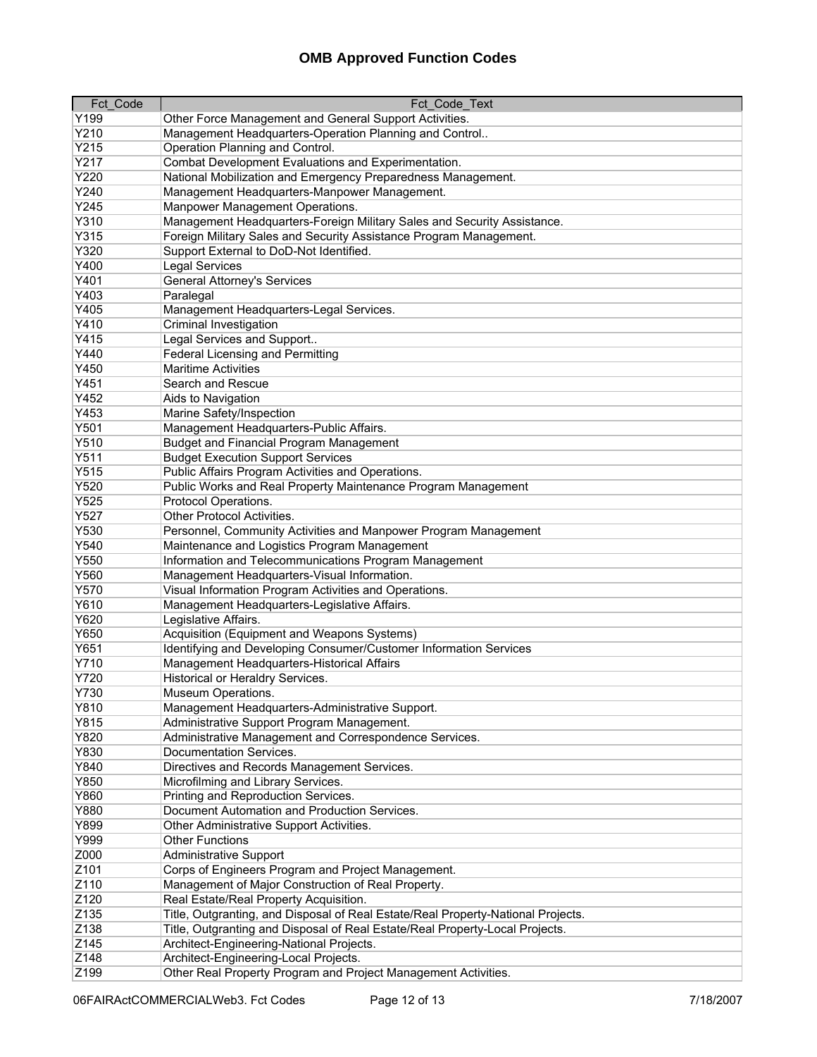## OMB Approved Function Codes

| Fct_Code | Fct_Code_Text |
|---|---|
| Y199 | Other Force Management and General Support Activities. |
| Y210 | Management Headquarters-Operation Planning and Control.. |
| Y215 | Operation Planning and Control. |
| Y217 | Combat Development Evaluations and Experimentation. |
| Y220 | National Mobilization and Emergency Preparedness Management. |
| Y240 | Management Headquarters-Manpower Management. |
| Y245 | Manpower Management Operations. |
| Y310 | Management Headquarters-Foreign Military Sales and Security Assistance. |
| Y315 | Foreign Military Sales and Security Assistance Program Management. |
| Y320 | Support External to DoD-Not Identified. |
| Y400 | Legal Services |
| Y401 | General Attorney's Services |
| Y403 | Paralegal |
| Y405 | Management Headquarters-Legal Services. |
| Y410 | Criminal Investigation |
| Y415 | Legal Services and Support.. |
| Y440 | Federal Licensing and Permitting |
| Y450 | Maritime Activities |
| Y451 | Search and Rescue |
| Y452 | Aids to Navigation |
| Y453 | Marine Safety/Inspection |
| Y501 | Management Headquarters-Public Affairs. |
| Y510 | Budget and Financial Program Management |
| Y511 | Budget Execution Support Services |
| Y515 | Public Affairs Program Activities and Operations. |
| Y520 | Public Works and Real Property Maintenance Program Management |
| Y525 | Protocol Operations. |
| Y527 | Other Protocol Activities. |
| Y530 | Personnel, Community Activities and Manpower Program Management |
| Y540 | Maintenance and Logistics Program Management |
| Y550 | Information and Telecommunications Program Management |
| Y560 | Management Headquarters-Visual Information. |
| Y570 | Visual Information Program Activities and Operations. |
| Y610 | Management Headquarters-Legislative Affairs. |
| Y620 | Legislative Affairs. |
| Y650 | Acquisition (Equipment and Weapons Systems) |
| Y651 | Identifying and Developing Consumer/Customer Information Services |
| Y710 | Management Headquarters-Historical Affairs |
| Y720 | Historical or Heraldry Services. |
| Y730 | Museum Operations. |
| Y810 | Management Headquarters-Administrative Support. |
| Y815 | Administrative Support Program Management. |
| Y820 | Administrative Management and Correspondence Services. |
| Y830 | Documentation Services. |
| Y840 | Directives and Records Management Services. |
| Y850 | Microfilming and Library Services. |
| Y860 | Printing and Reproduction Services. |
| Y880 | Document Automation and Production Services. |
| Y899 | Other Administrative Support Activities. |
| Y999 | Other Functions |
| Z000 | Administrative Support |
| Z101 | Corps of Engineers Program and Project Management. |
| Z110 | Management of Major Construction of Real Property. |
| Z120 | Real Estate/Real Property Acquisition. |
| Z135 | Title, Outgranting, and Disposal of Real Estate/Real Property-National Projects. |
| Z138 | Title, Outgranting, and Disposal of Real Estate/Real Property-Local Projects. |
| Z145 | Architect-Engineering-National Projects. |
| Z148 | Architect-Engineering-Local Projects. |
| Z199 | Other Real Property Program and Project Management Activities. |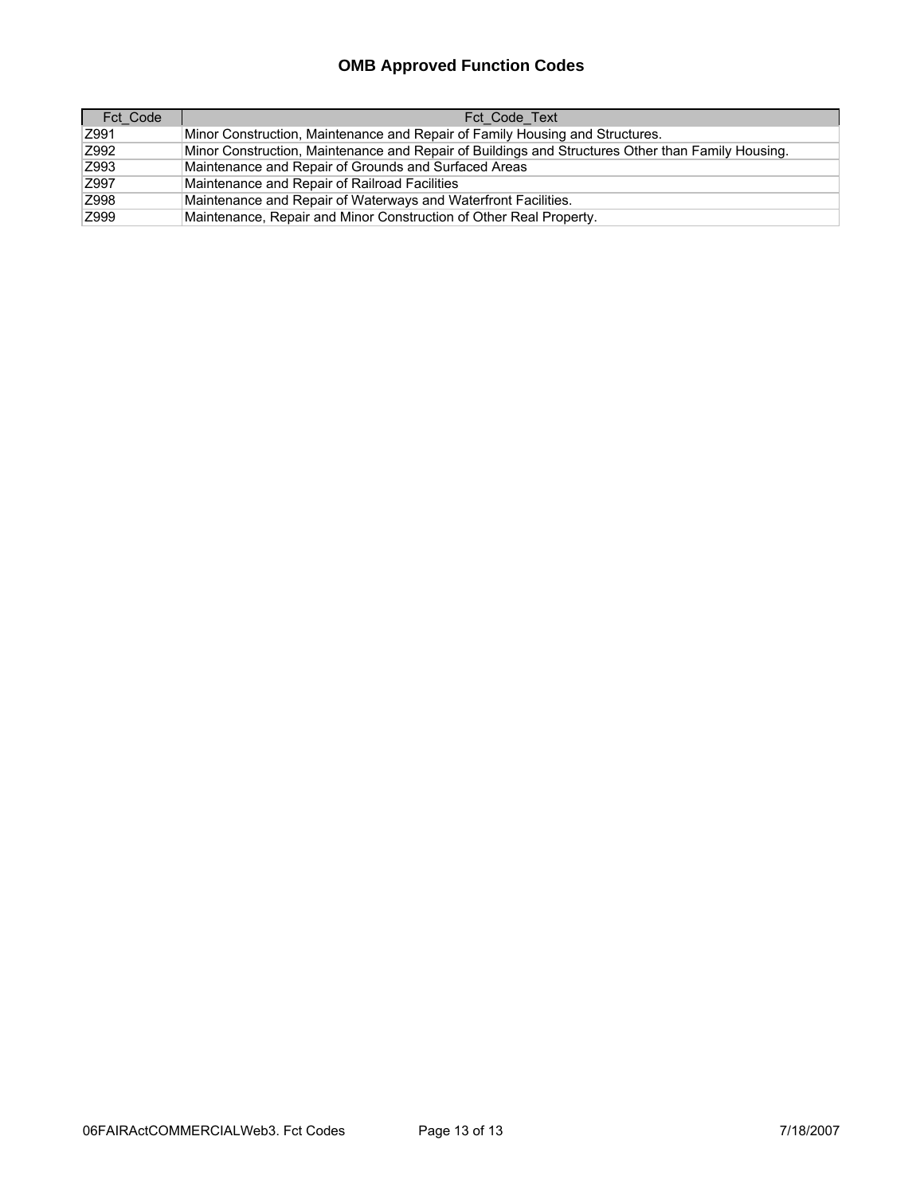# OMB Approved Function Codes

| Fct_Code | Fct_Code_Text |
|---|---|
| Z991 | Minor Construction, Maintenance and Repair of Family Housing and Structures. |
| Z992 | Minor Construction, Maintenance and Repair of Buildings and Structures Other than Family Housing. |
| Z993 | Maintenance and Repair of Grounds and Surfaced Areas |
| Z997 | Maintenance and Repair of Railroad Facilities |
| Z998 | Maintenance and Repair of Waterways and Waterfront Facilities. |
| Z999 | Maintenance, Repair and Minor Construction of Other Real Property. |